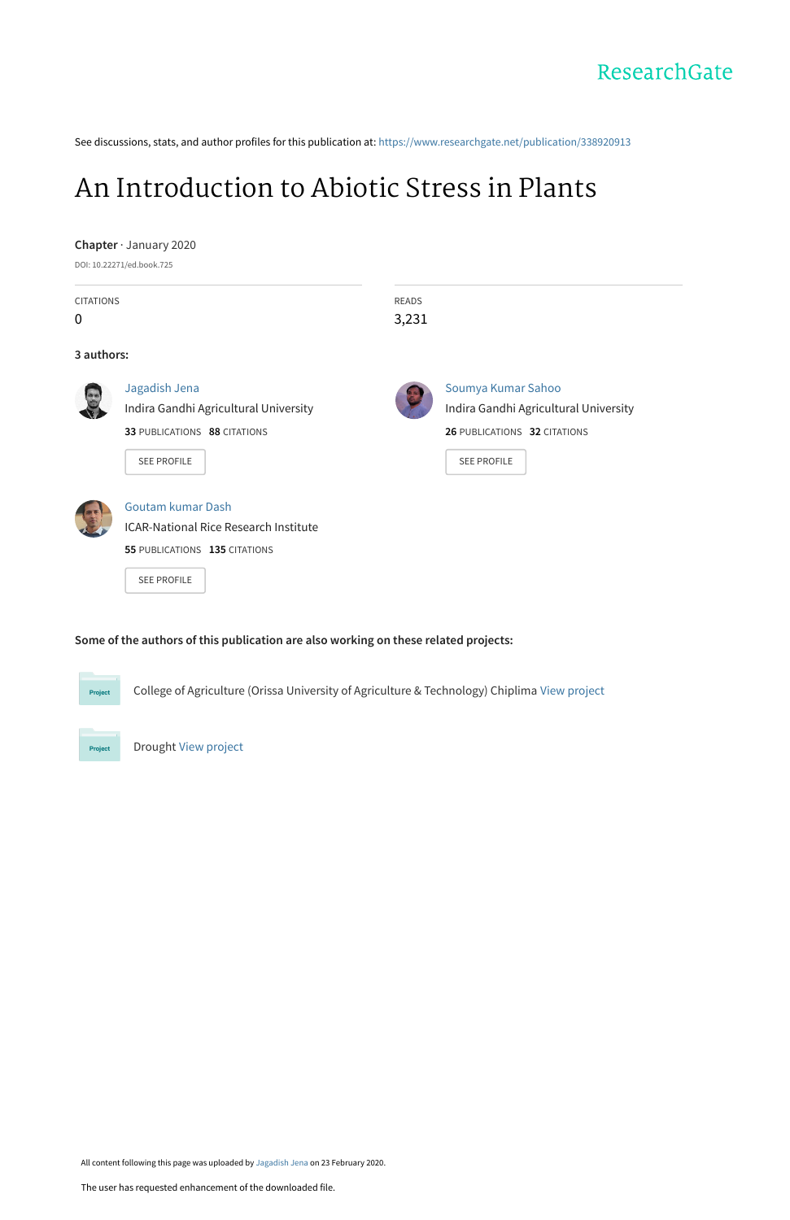ResearchGate

See discussions, stats, and author profiles for this publication at: https://www.researchgate.net/publication/338920913

# An Introduction to Abiotic Stress in Plants

**Chapter** · January 2020

DOI: 10.22271/ed.book.725

| CITATIONS | READS |
|---|---|
| 0 | 3,231 |

**3 authors:**

**Jagadish Jena**
Indira Gandhi Agricultural University
**33** PUBLICATIONS **88** CITATIONS
SEE PROFILE

**Soumya Kumar Sahoo**
Indira Gandhi Agricultural University
**26** PUBLICATIONS **32** CITATIONS
SEE PROFILE

**Goutam kumar Dash**
ICAR-National Rice Research Institute
**55** PUBLICATIONS **135** CITATIONS
SEE PROFILE

**Some of the authors of this publication are also working on these related projects:**

Project: College of Agriculture (Orissa University of Agriculture & Technology) Chiplima View project

Project: Drought View project

All content following this page was uploaded by Jagadish Jena on 23 February 2020.

The user has requested enhancement of the downloaded file.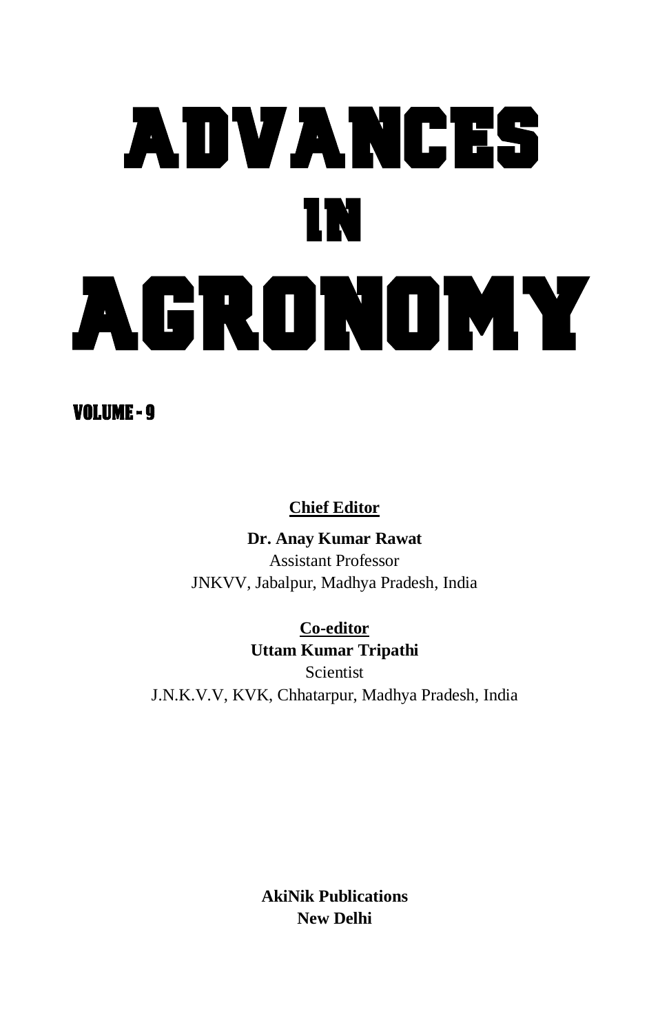# ADVANCES IN AGRONOMY

**VOLUME - 9**

**Chief Editor**

**Dr. Anay Kumar Rawat**
Assistant Professor
JNKVV, Jabalpur, Madhya Pradesh, India

**Co-editor**

**Uttam Kumar Tripathi**
Scientist
J.N.K.V.V, KVK, Chhatarpur, Madhya Pradesh, India

**AkiNik Publications**
**New Delhi**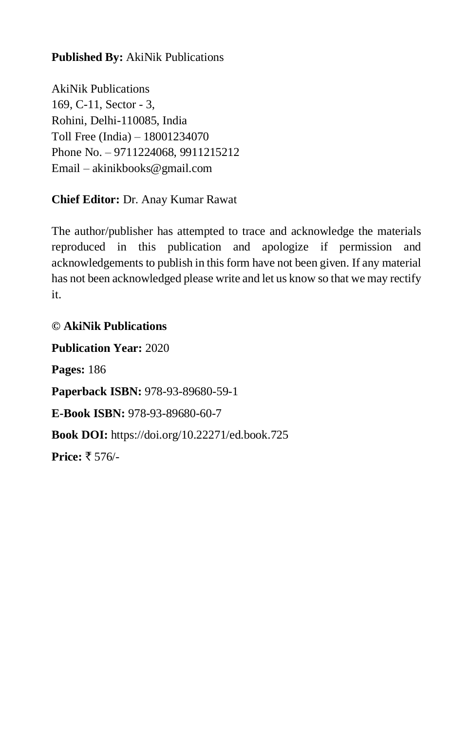**Published By:** AkiNik Publications

AkiNik Publications
169, C-11, Sector - 3,
Rohini, Delhi-110085, India
Toll Free (India) – 18001234070
Phone No. – 9711224068, 9911215212
Email – akinikbooks@gmail.com

**Chief Editor:** Dr. Anay Kumar Rawat

The author/publisher has attempted to trace and acknowledge the materials reproduced in this publication and apologize if permission and acknowledgements to publish in this form have not been given. If any material has not been acknowledged please write and let us know so that we may rectify it.

**© AkiNik Publications**

**Publication Year:** 2020

**Pages:** 186

**Paperback ISBN:** 978-93-89680-59-1

**E-Book ISBN:** 978-93-89680-60-7

**Book DOI:** https://doi.org/10.22271/ed.book.725

**Price:** ₹ 576/-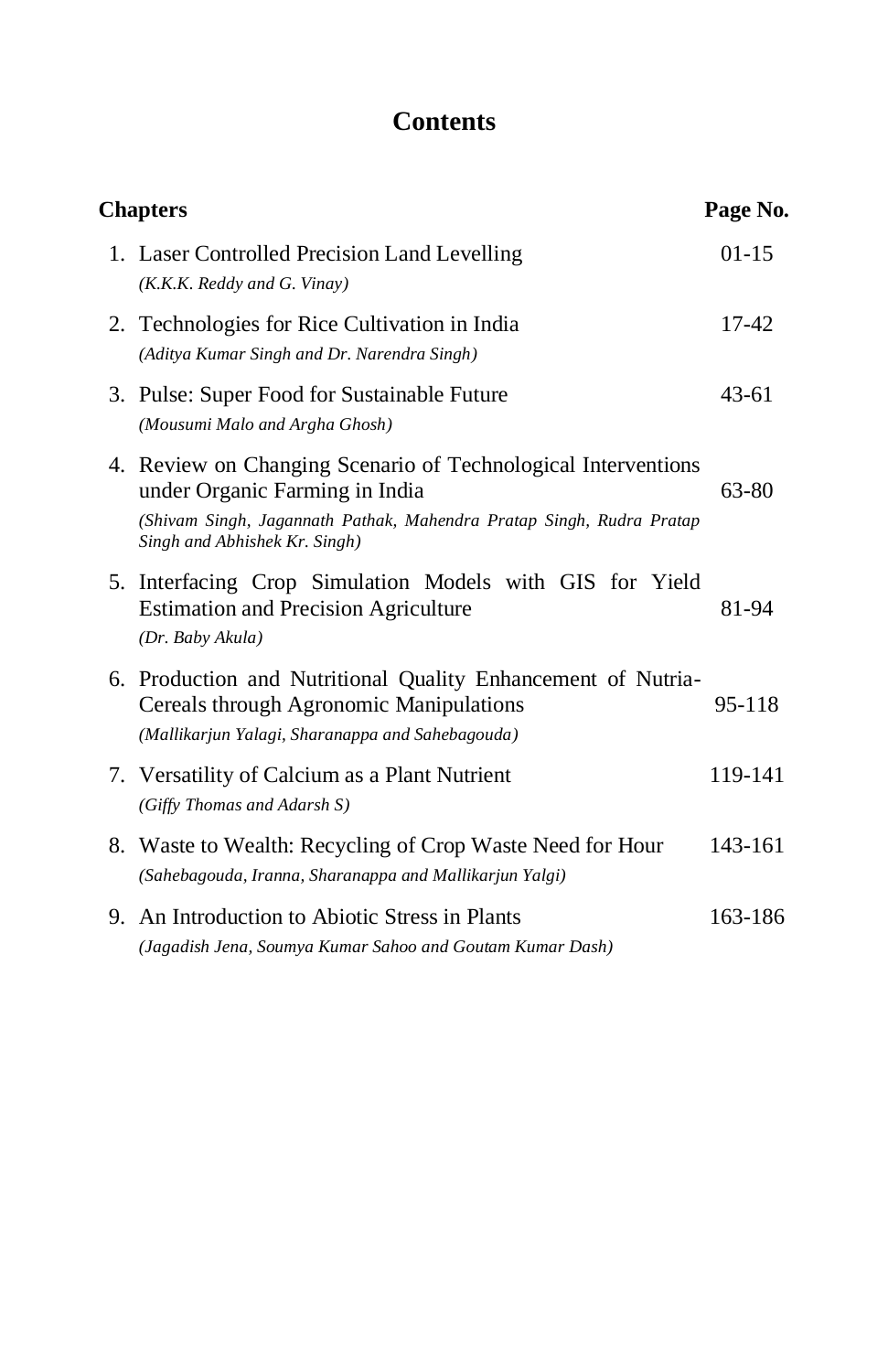# Contents

| Chapters | Page No. |
|---|---|
| 1. Laser Controlled Precision Land Levelling<br>*(K.K.K. Reddy and G. Vinay)* | 01-15 |
| 2. Technologies for Rice Cultivation in India<br>*(Aditya Kumar Singh and Dr. Narendra Singh)* | 17-42 |
| 3. Pulse: Super Food for Sustainable Future<br>*(Mousumi Malo and Argha Ghosh)* | 43-61 |
| 4. Review on Changing Scenario of Technological Interventions under Organic Farming in India<br>*(Shivam Singh, Jagannath Pathak, Mahendra Pratap Singh, Rudra Pratap Singh and Abhishek Kr. Singh)* | 63-80 |
| 5. Interfacing Crop Simulation Models with GIS for Yield Estimation and Precision Agriculture<br>*(Dr. Baby Akula)* | 81-94 |
| 6. Production and Nutritional Quality Enhancement of Nutria-Cereals through Agronomic Manipulations<br>*(Mallikarjun Yalagi, Sharanappa and Sahebagouda)* | 95-118 |
| 7. Versatility of Calcium as a Plant Nutrient<br>*(Giffy Thomas and Adarsh S)* | 119-141 |
| 8. Waste to Wealth: Recycling of Crop Waste Need for Hour<br>*(Sahebagouda, Iranna, Sharanappa and Mallikarjun Yalgi)* | 143-161 |
| 9. An Introduction to Abiotic Stress in Plants<br>*(Jagadish Jena, Soumya Kumar Sahoo and Goutam Kumar Dash)* | 163-186 |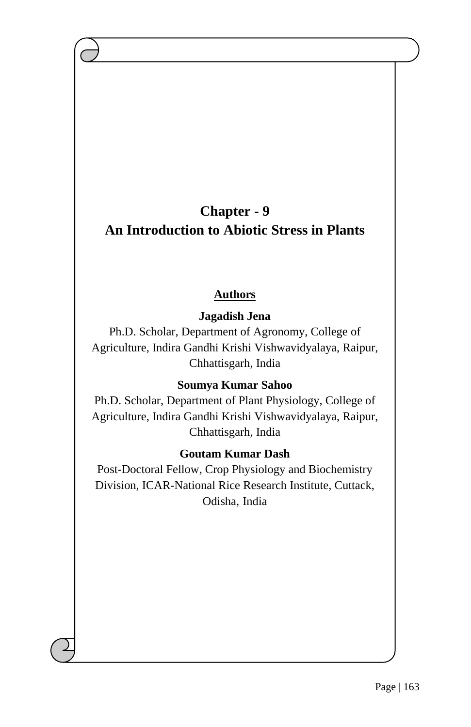# Chapter - 9
# An Introduction to Abiotic Stress in Plants

**Authors**

**Jagadish Jena**

Ph.D. Scholar, Department of Agronomy, College of Agriculture, Indira Gandhi Krishi Vishwavidyalaya, Raipur, Chhattisgarh, India

**Soumya Kumar Sahoo**

Ph.D. Scholar, Department of Plant Physiology, College of Agriculture, Indira Gandhi Krishi Vishwavidyalaya, Raipur, Chhattisgarh, India

**Goutam Kumar Dash**

Post-Doctoral Fellow, Crop Physiology and Biochemistry Division, ICAR-National Rice Research Institute, Cuttack, Odisha, India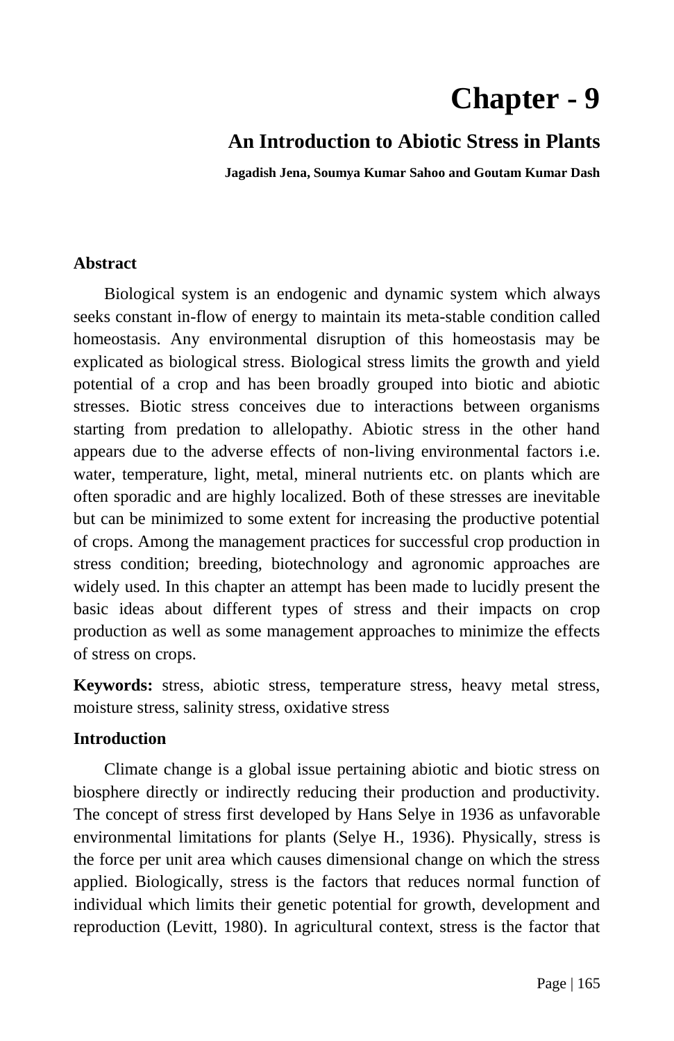# Chapter - 9

## An Introduction to Abiotic Stress in Plants

**Jagadish Jena, Soumya Kumar Sahoo and Goutam Kumar Dash**

**Abstract**

Biological system is an endogenic and dynamic system which always seeks constant in-flow of energy to maintain its meta-stable condition called homeostasis. Any environmental disruption of this homeostasis may be explicated as biological stress. Biological stress limits the growth and yield potential of a crop and has been broadly grouped into biotic and abiotic stresses. Biotic stress conceives due to interactions between organisms starting from predation to allelopathy. Abiotic stress in the other hand appears due to the adverse effects of non-living environmental factors i.e. water, temperature, light, metal, mineral nutrients etc. on plants which are often sporadic and are highly localized. Both of these stresses are inevitable but can be minimized to some extent for increasing the productive potential of crops. Among the management practices for successful crop production in stress condition; breeding, biotechnology and agronomic approaches are widely used. In this chapter an attempt has been made to lucidly present the basic ideas about different types of stress and their impacts on crop production as well as some management approaches to minimize the effects of stress on crops.

**Keywords:** stress, abiotic stress, temperature stress, heavy metal stress, moisture stress, salinity stress, oxidative stress

**Introduction**

Climate change is a global issue pertaining abiotic and biotic stress on biosphere directly or indirectly reducing their production and productivity. The concept of stress first developed by Hans Selye in 1936 as unfavorable environmental limitations for plants (Selye H., 1936). Physically, stress is the force per unit area which causes dimensional change on which the stress applied. Biologically, stress is the factors that reduces normal function of individual which limits their genetic potential for growth, development and reproduction (Levitt, 1980). In agricultural context, stress is the factor that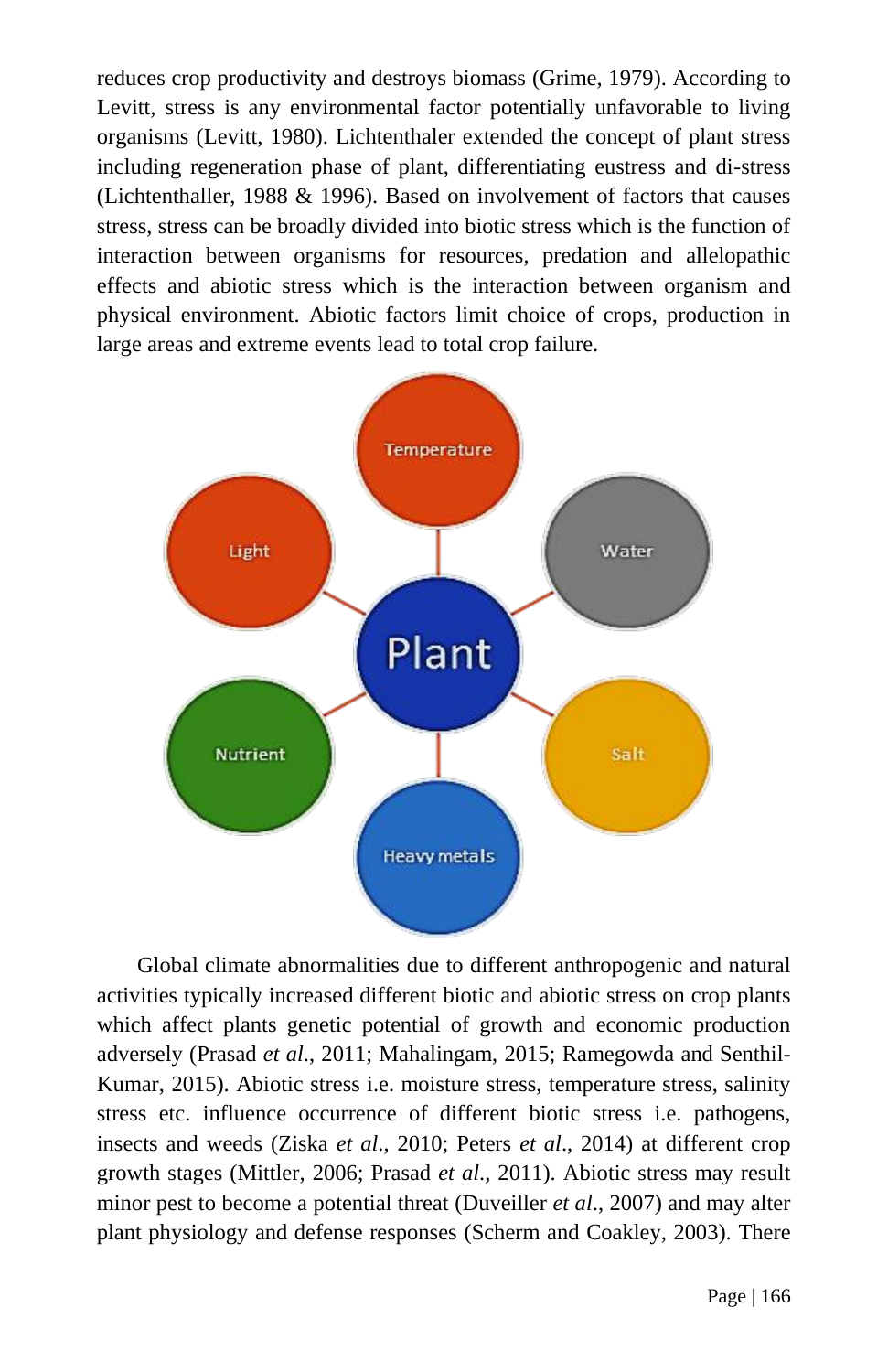reduces crop productivity and destroys biomass (Grime, 1979). According to Levitt, stress is any environmental factor potentially unfavorable to living organisms (Levitt, 1980). Lichtenthaler extended the concept of plant stress including regeneration phase of plant, differentiating eustress and di-stress (Lichtenthaller, 1988 & 1996). Based on involvement of factors that causes stress, stress can be broadly divided into biotic stress which is the function of interaction between organisms for resources, predation and allelopathic effects and abiotic stress which is the interaction between organism and physical environment. Abiotic factors limit choice of crops, production in large areas and extreme events lead to total crop failure.

Global climate abnormalities due to different anthropogenic and natural activities typically increased different biotic and abiotic stress on crop plants which affect plants genetic potential of growth and economic production adversely (Prasad *et al*., 2011; Mahalingam, 2015; Ramegowda and Senthil-Kumar, 2015). Abiotic stress i.e. moisture stress, temperature stress, salinity stress etc. influence occurrence of different biotic stress i.e. pathogens, insects and weeds (Ziska *et al*., 2010; Peters *et al*., 2014) at different crop growth stages (Mittler, 2006; Prasad *et al*., 2011). Abiotic stress may result minor pest to become a potential threat (Duveiller *et al*., 2007) and may alter plant physiology and defense responses (Scherm and Coakley, 2003). There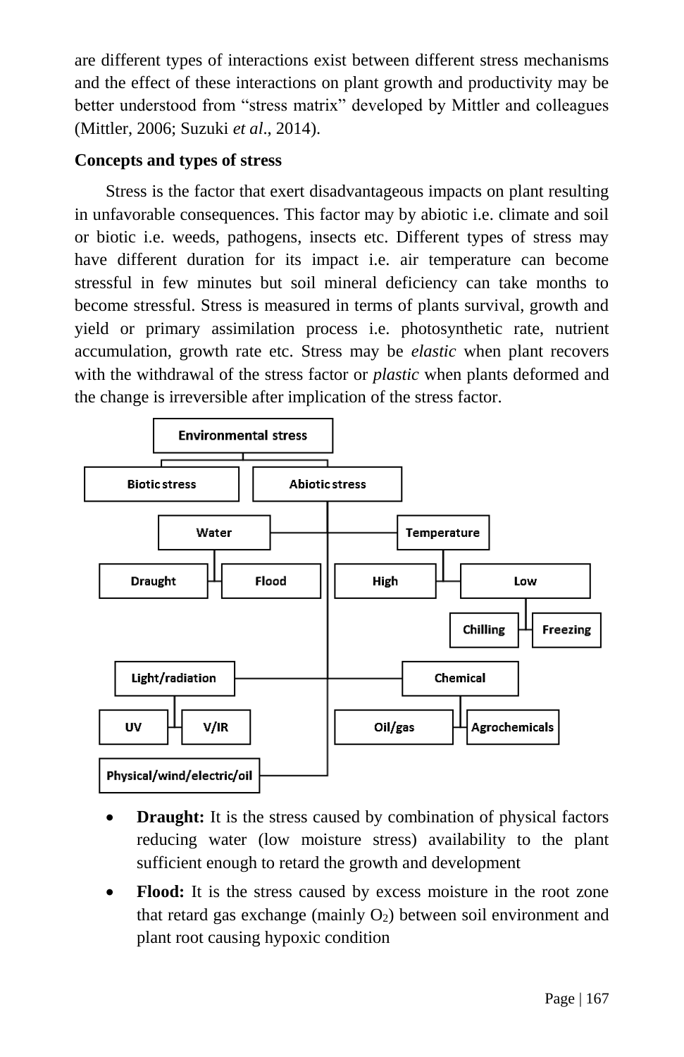are different types of interactions exist between different stress mechanisms and the effect of these interactions on plant growth and productivity may be better understood from "stress matrix" developed by Mittler and colleagues (Mittler, 2006; Suzuki *et al*., 2014).

**Concepts and types of stress**

Stress is the factor that exert disadvantageous impacts on plant resulting in unfavorable consequences. This factor may by abiotic i.e. climate and soil or biotic i.e. weeds, pathogens, insects etc. Different types of stress may have different duration for its impact i.e. air temperature can become stressful in few minutes but soil mineral deficiency can take months to become stressful. Stress is measured in terms of plants survival, growth and yield or primary assimilation process i.e. photosynthetic rate, nutrient accumulation, growth rate etc. Stress may be *elastic* when plant recovers with the withdrawal of the stress factor or *plastic* when plants deformed and the change is irreversible after implication of the stress factor.

- Environmental stress
  - Biotic stress
  - Abiotic stress
    - Water
      - Draught
      - Flood
    - Temperature
      - High
      - Low
        - Chilling
        - Freezing
    - Light/radiation
      - UV
      - V/IR
    - Chemical
      - Oil/gas
      - Agrochemicals
    - Physical/wind/electric/oil

- **Draught:** It is the stress caused by combination of physical factors reducing water (low moisture stress) availability to the plant sufficient enough to retard the growth and development
- **Flood:** It is the stress caused by excess moisture in the root zone that retard gas exchange (mainly $O_2$) between soil environment and plant root causing hypoxic condition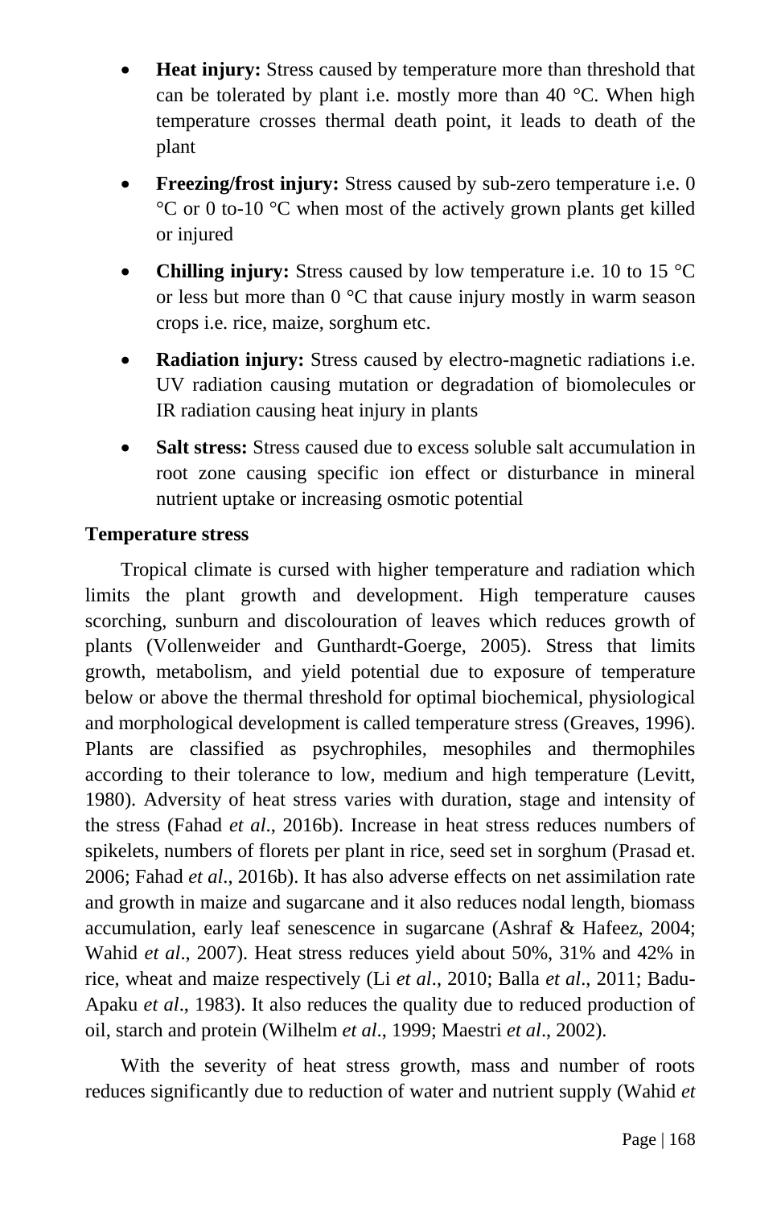- **Heat injury:** Stress caused by temperature more than threshold that can be tolerated by plant i.e. mostly more than 40 °C. When high temperature crosses thermal death point, it leads to death of the plant
- **Freezing/frost injury:** Stress caused by sub-zero temperature i.e. 0 °C or 0 to-10 °C when most of the actively grown plants get killed or injured
- **Chilling injury:** Stress caused by low temperature i.e. 10 to 15 °C or less but more than 0 °C that cause injury mostly in warm season crops i.e. rice, maize, sorghum etc.
- **Radiation injury:** Stress caused by electro-magnetic radiations i.e. UV radiation causing mutation or degradation of biomolecules or IR radiation causing heat injury in plants
- **Salt stress:** Stress caused due to excess soluble salt accumulation in root zone causing specific ion effect or disturbance in mineral nutrient uptake or increasing osmotic potential

**Temperature stress**

Tropical climate is cursed with higher temperature and radiation which limits the plant growth and development. High temperature causes scorching, sunburn and discolouration of leaves which reduces growth of plants (Vollenweider and Gunthardt-Goerge, 2005). Stress that limits growth, metabolism, and yield potential due to exposure of temperature below or above the thermal threshold for optimal biochemical, physiological and morphological development is called temperature stress (Greaves, 1996). Plants are classified as psychrophiles, mesophiles and thermophiles according to their tolerance to low, medium and high temperature (Levitt, 1980). Adversity of heat stress varies with duration, stage and intensity of the stress (Fahad *et al*., 2016b). Increase in heat stress reduces numbers of spikelets, numbers of florets per plant in rice, seed set in sorghum (Prasad et. 2006; Fahad *et al*., 2016b). It has also adverse effects on net assimilation rate and growth in maize and sugarcane and it also reduces nodal length, biomass accumulation, early leaf senescence in sugarcane (Ashraf & Hafeez, 2004; Wahid *et al*., 2007). Heat stress reduces yield about 50%, 31% and 42% in rice, wheat and maize respectively (Li *et al*., 2010; Balla *et al*., 2011; Badu-Apaku *et al*., 1983). It also reduces the quality due to reduced production of oil, starch and protein (Wilhelm *et al*., 1999; Maestri *et al*., 2002).

With the severity of heat stress growth, mass and number of roots reduces significantly due to reduction of water and nutrient supply (Wahid *et*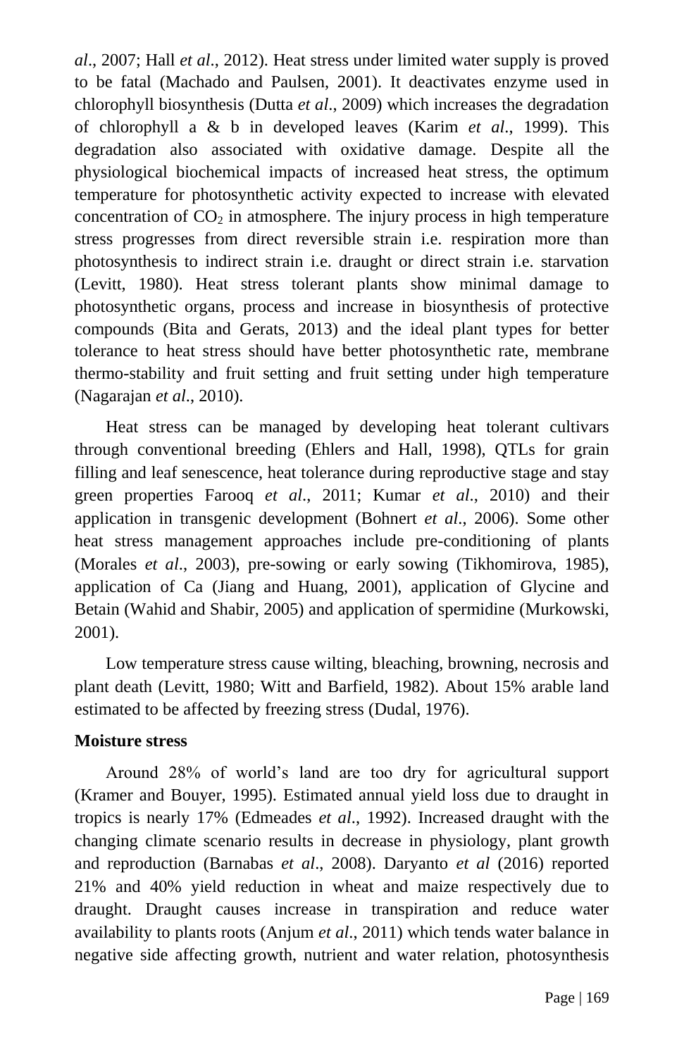*al*., 2007; Hall *et al*., 2012). Heat stress under limited water supply is proved to be fatal (Machado and Paulsen, 2001). It deactivates enzyme used in chlorophyll biosynthesis (Dutta *et al*., 2009) which increases the degradation of chlorophyll a & b in developed leaves (Karim *et al*., 1999). This degradation also associated with oxidative damage. Despite all the physiological biochemical impacts of increased heat stress, the optimum temperature for photosynthetic activity expected to increase with elevated concentration of $CO_2$ in atmosphere. The injury process in high temperature stress progresses from direct reversible strain i.e. respiration more than photosynthesis to indirect strain i.e. draught or direct strain i.e. starvation (Levitt, 1980). Heat stress tolerant plants show minimal damage to photosynthetic organs, process and increase in biosynthesis of protective compounds (Bita and Gerats, 2013) and the ideal plant types for better tolerance to heat stress should have better photosynthetic rate, membrane thermo-stability and fruit setting and fruit setting under high temperature (Nagarajan *et al*., 2010).

Heat stress can be managed by developing heat tolerant cultivars through conventional breeding (Ehlers and Hall, 1998), QTLs for grain filling and leaf senescence, heat tolerance during reproductive stage and stay green properties Farooq *et al*., 2011; Kumar *et al*., 2010) and their application in transgenic development (Bohnert *et al*., 2006). Some other heat stress management approaches include pre-conditioning of plants (Morales *et al*., 2003), pre-sowing or early sowing (Tikhomirova, 1985), application of Ca (Jiang and Huang, 2001), application of Glycine and Betain (Wahid and Shabir, 2005) and application of spermidine (Murkowski, 2001).

Low temperature stress cause wilting, bleaching, browning, necrosis and plant death (Levitt, 1980; Witt and Barfield, 1982). About 15% arable land estimated to be affected by freezing stress (Dudal, 1976).

**Moisture stress**

Around 28% of world's land are too dry for agricultural support (Kramer and Bouyer, 1995). Estimated annual yield loss due to draught in tropics is nearly 17% (Edmeades *et al*., 1992). Increased draught with the changing climate scenario results in decrease in physiology, plant growth and reproduction (Barnabas *et al*., 2008). Daryanto *et al* (2016) reported 21% and 40% yield reduction in wheat and maize respectively due to draught. Draught causes increase in transpiration and reduce water availability to plants roots (Anjum *et al*., 2011) which tends water balance in negative side affecting growth, nutrient and water relation, photosynthesis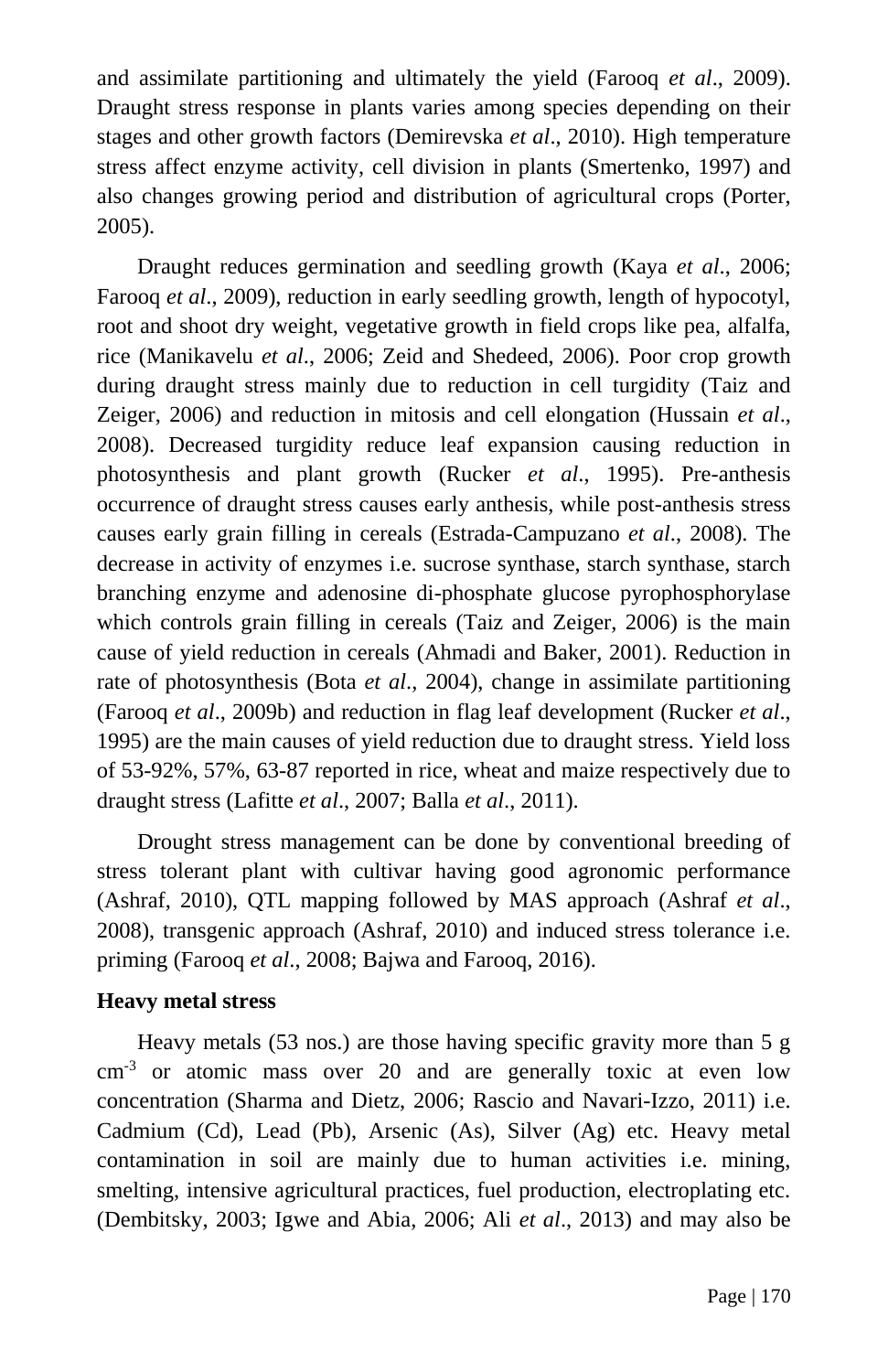and assimilate partitioning and ultimately the yield (Farooq *et al*., 2009). Draught stress response in plants varies among species depending on their stages and other growth factors (Demirevska *et al*., 2010). High temperature stress affect enzyme activity, cell division in plants (Smertenko, 1997) and also changes growing period and distribution of agricultural crops (Porter, 2005).

Draught reduces germination and seedling growth (Kaya *et al*., 2006; Farooq *et al*., 2009), reduction in early seedling growth, length of hypocotyl, root and shoot dry weight, vegetative growth in field crops like pea, alfalfa, rice (Manikavelu *et al*., 2006; Zeid and Shedeed, 2006). Poor crop growth during draught stress mainly due to reduction in cell turgidity (Taiz and Zeiger, 2006) and reduction in mitosis and cell elongation (Hussain *et al*., 2008). Decreased turgidity reduce leaf expansion causing reduction in photosynthesis and plant growth (Rucker *et al*., 1995). Pre-anthesis occurrence of draught stress causes early anthesis, while post-anthesis stress causes early grain filling in cereals (Estrada-Campuzano *et al*., 2008). The decrease in activity of enzymes i.e. sucrose synthase, starch synthase, starch branching enzyme and adenosine di-phosphate glucose pyrophosphorylase which controls grain filling in cereals (Taiz and Zeiger, 2006) is the main cause of yield reduction in cereals (Ahmadi and Baker, 2001). Reduction in rate of photosynthesis (Bota *et al*., 2004), change in assimilate partitioning (Farooq *et al*., 2009b) and reduction in flag leaf development (Rucker *et al*., 1995) are the main causes of yield reduction due to draught stress. Yield loss of 53-92%, 57%, 63-87 reported in rice, wheat and maize respectively due to draught stress (Lafitte *et al*., 2007; Balla *et al*., 2011).

Drought stress management can be done by conventional breeding of stress tolerant plant with cultivar having good agronomic performance (Ashraf, 2010), QTL mapping followed by MAS approach (Ashraf *et al*., 2008), transgenic approach (Ashraf, 2010) and induced stress tolerance i.e. priming (Farooq *et al*., 2008; Bajwa and Farooq, 2016).

**Heavy metal stress**

Heavy metals (53 nos.) are those having specific gravity more than 5 g $cm^{-3}$ or atomic mass over 20 and are generally toxic at even low concentration (Sharma and Dietz, 2006; Rascio and Navari-Izzo, 2011) i.e. Cadmium (Cd), Lead (Pb), Arsenic (As), Silver (Ag) etc. Heavy metal contamination in soil are mainly due to human activities i.e. mining, smelting, intensive agricultural practices, fuel production, electroplating etc. (Dembitsky, 2003; Igwe and Abia, 2006; Ali *et al*., 2013) and may also be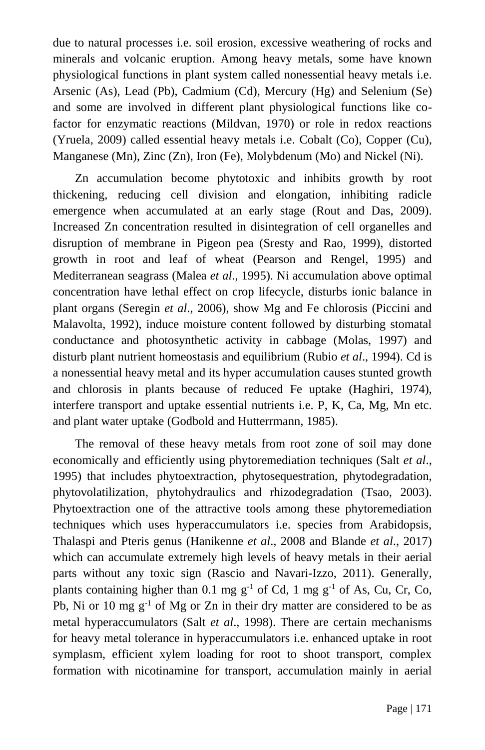due to natural processes i.e. soil erosion, excessive weathering of rocks and minerals and volcanic eruption. Among heavy metals, some have known physiological functions in plant system called nonessential heavy metals i.e. Arsenic (As), Lead (Pb), Cadmium (Cd), Mercury (Hg) and Selenium (Se) and some are involved in different plant physiological functions like co-factor for enzymatic reactions (Mildvan, 1970) or role in redox reactions (Yruela, 2009) called essential heavy metals i.e. Cobalt (Co), Copper (Cu), Manganese (Mn), Zinc (Zn), Iron (Fe), Molybdenum (Mo) and Nickel (Ni).

Zn accumulation become phytotoxic and inhibits growth by root thickening, reducing cell division and elongation, inhibiting radicle emergence when accumulated at an early stage (Rout and Das, 2009). Increased Zn concentration resulted in disintegration of cell organelles and disruption of membrane in Pigeon pea (Sresty and Rao, 1999), distorted growth in root and leaf of wheat (Pearson and Rengel, 1995) and Mediterranean seagrass (Malea *et al*., 1995). Ni accumulation above optimal concentration have lethal effect on crop lifecycle, disturbs ionic balance in plant organs (Seregin *et al*., 2006), show Mg and Fe chlorosis (Piccini and Malavolta, 1992), induce moisture content followed by disturbing stomatal conductance and photosynthetic activity in cabbage (Molas, 1997) and disturb plant nutrient homeostasis and equilibrium (Rubio *et al*., 1994). Cd is a nonessential heavy metal and its hyper accumulation causes stunted growth and chlorosis in plants because of reduced Fe uptake (Haghiri, 1974), interfere transport and uptake essential nutrients i.e. P, K, Ca, Mg, Mn etc. and plant water uptake (Godbold and Hutterrmann, 1985).

The removal of these heavy metals from root zone of soil may done economically and efficiently using phytoremediation techniques (Salt *et al*., 1995) that includes phytoextraction, phytosequestration, phytodegradation, phytovolatilization, phytohydraulics and rhizodegradation (Tsao, 2003). Phytoextraction one of the attractive tools among these phytoremediation techniques which uses hyperaccumulators i.e. species from Arabidopsis, Thalaspi and Pteris genus (Hanikenne *et al*., 2008 and Blande *et al*., 2017) which can accumulate extremely high levels of heavy metals in their aerial parts without any toxic sign (Rascio and Navari-Izzo, 2011). Generally, plants containing higher than 0.1 mg $g^{-1}$ of Cd, 1 mg $g^{-1}$ of As, Cu, Cr, Co, Pb, Ni or 10 mg $g^{-1}$ of Mg or Zn in their dry matter are considered to be as metal hyperaccumulators (Salt *et al*., 1998). There are certain mechanisms for heavy metal tolerance in hyperaccumulators i.e. enhanced uptake in root symplasm, efficient xylem loading for root to shoot transport, complex formation with nicotinamine for transport, accumulation mainly in aerial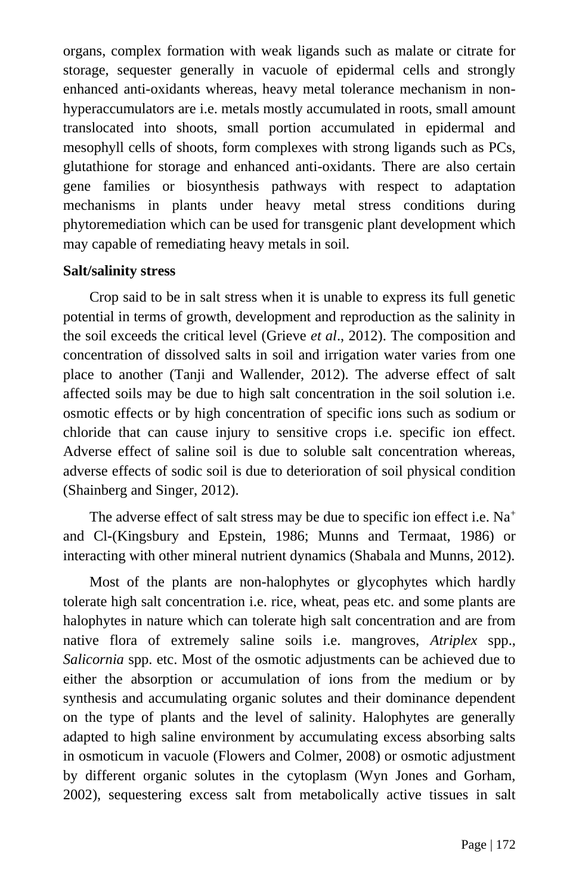organs, complex formation with weak ligands such as malate or citrate for storage, sequester generally in vacuole of epidermal cells and strongly enhanced anti-oxidants whereas, heavy metal tolerance mechanism in non-hyperaccumulators are i.e. metals mostly accumulated in roots, small amount translocated into shoots, small portion accumulated in epidermal and mesophyll cells of shoots, form complexes with strong ligands such as PCs, glutathione for storage and enhanced anti-oxidants. There are also certain gene families or biosynthesis pathways with respect to adaptation mechanisms in plants under heavy metal stress conditions during phytoremediation which can be used for transgenic plant development which may capable of remediating heavy metals in soil.

**Salt/salinity stress**

Crop said to be in salt stress when it is unable to express its full genetic potential in terms of growth, development and reproduction as the salinity in the soil exceeds the critical level (Grieve *et al*., 2012). The composition and concentration of dissolved salts in soil and irrigation water varies from one place to another (Tanji and Wallender, 2012). The adverse effect of salt affected soils may be due to high salt concentration in the soil solution i.e. osmotic effects or by high concentration of specific ions such as sodium or chloride that can cause injury to sensitive crops i.e. specific ion effect. Adverse effect of saline soil is due to soluble salt concentration whereas, adverse effects of sodic soil is due to deterioration of soil physical condition (Shainberg and Singer, 2012).

The adverse effect of salt stress may be due to specific ion effect i.e. $Na^+$ and Cl-(Kingsbury and Epstein, 1986; Munns and Termaat, 1986) or interacting with other mineral nutrient dynamics (Shabala and Munns, 2012).

Most of the plants are non-halophytes or glycophytes which hardly tolerate high salt concentration i.e. rice, wheat, peas etc. and some plants are halophytes in nature which can tolerate high salt concentration and are from native flora of extremely saline soils i.e. mangroves, *Atriplex* spp., *Salicornia* spp. etc. Most of the osmotic adjustments can be achieved due to either the absorption or accumulation of ions from the medium or by synthesis and accumulating organic solutes and their dominance dependent on the type of plants and the level of salinity. Halophytes are generally adapted to high saline environment by accumulating excess absorbing salts in osmoticum in vacuole (Flowers and Colmer, 2008) or osmotic adjustment by different organic solutes in the cytoplasm (Wyn Jones and Gorham, 2002), sequestering excess salt from metabolically active tissues in salt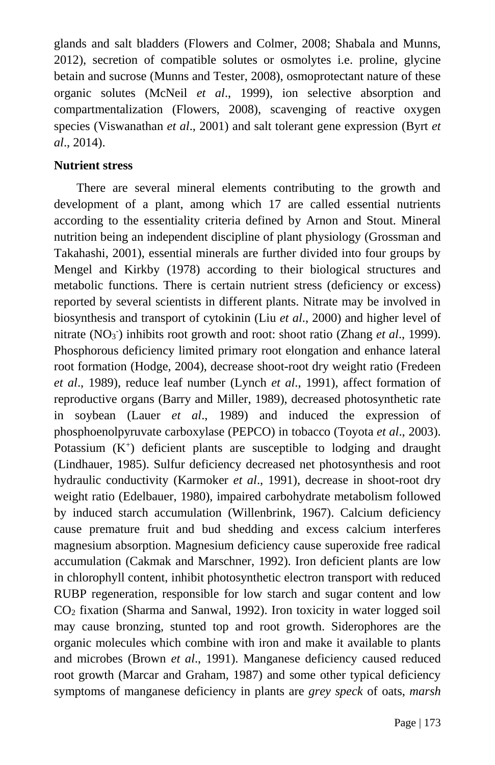glands and salt bladders (Flowers and Colmer, 2008; Shabala and Munns, 2012), secretion of compatible solutes or osmolytes i.e. proline, glycine betain and sucrose (Munns and Tester, 2008), osmoprotectant nature of these organic solutes (McNeil *et al*., 1999), ion selective absorption and compartmentalization (Flowers, 2008), scavenging of reactive oxygen species (Viswanathan *et al*., 2001) and salt tolerant gene expression (Byrt *et al*., 2014).

**Nutrient stress**

There are several mineral elements contributing to the growth and development of a plant, among which 17 are called essential nutrients according to the essentiality criteria defined by Arnon and Stout. Mineral nutrition being an independent discipline of plant physiology (Grossman and Takahashi, 2001), essential minerals are further divided into four groups by Mengel and Kirkby (1978) according to their biological structures and metabolic functions. There is certain nutrient stress (deficiency or excess) reported by several scientists in different plants. Nitrate may be involved in biosynthesis and transport of cytokinin (Liu *et al*., 2000) and higher level of nitrate ($NO_3^-$) inhibits root growth and root: shoot ratio (Zhang *et al*., 1999). Phosphorous deficiency limited primary root elongation and enhance lateral root formation (Hodge, 2004), decrease shoot-root dry weight ratio (Fredeen *et al*., 1989), reduce leaf number (Lynch *et al*., 1991), affect formation of reproductive organs (Barry and Miller, 1989), decreased photosynthetic rate in soybean (Lauer *et al*., 1989) and induced the expression of phosphoenolpyruvate carboxylase (PEPCO) in tobacco (Toyota *et al*., 2003). Potassium ($K^+$) deficient plants are susceptible to lodging and draught (Lindhauer, 1985). Sulfur deficiency decreased net photosynthesis and root hydraulic conductivity (Karmoker *et al*., 1991), decrease in shoot-root dry weight ratio (Edelbauer, 1980), impaired carbohydrate metabolism followed by induced starch accumulation (Willenbrink, 1967). Calcium deficiency cause premature fruit and bud shedding and excess calcium interferes magnesium absorption. Magnesium deficiency cause superoxide free radical accumulation (Cakmak and Marschner, 1992). Iron deficient plants are low in chlorophyll content, inhibit photosynthetic electron transport with reduced RUBP regeneration, responsible for low starch and sugar content and low $CO_2$ fixation (Sharma and Sanwal, 1992). Iron toxicity in water logged soil may cause bronzing, stunted top and root growth. Siderophores are the organic molecules which combine with iron and make it available to plants and microbes (Brown *et al*., 1991). Manganese deficiency caused reduced root growth (Marcar and Graham, 1987) and some other typical deficiency symptoms of manganese deficiency in plants are *grey speck* of oats, *marsh*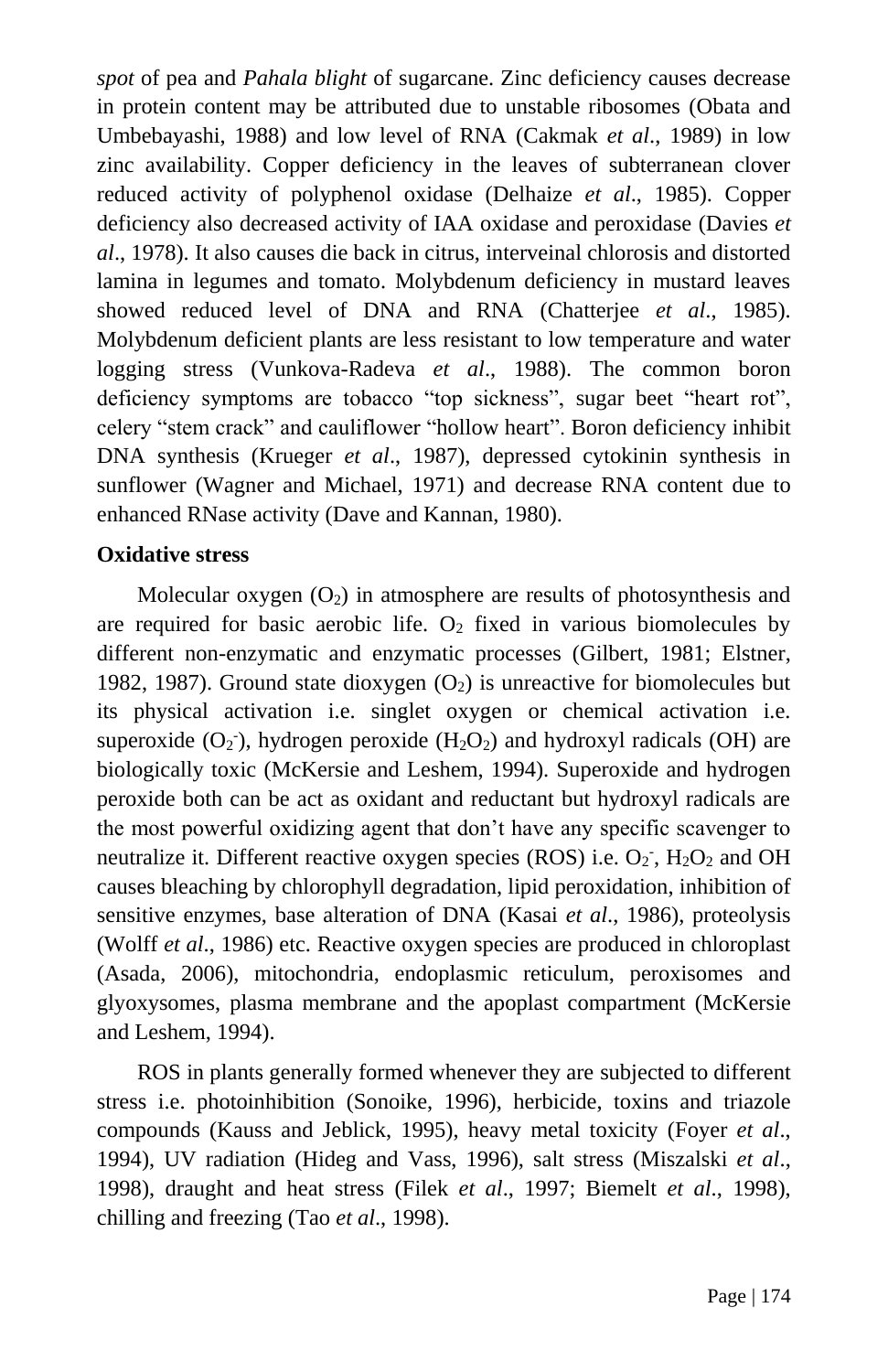*spot* of pea and *Pahala blight* of sugarcane. Zinc deficiency causes decrease in protein content may be attributed due to unstable ribosomes (Obata and Umbebayashi, 1988) and low level of RNA (Cakmak *et al*., 1989) in low zinc availability. Copper deficiency in the leaves of subterranean clover reduced activity of polyphenol oxidase (Delhaize *et al*., 1985). Copper deficiency also decreased activity of IAA oxidase and peroxidase (Davies *et al*., 1978). It also causes die back in citrus, interveinal chlorosis and distorted lamina in legumes and tomato. Molybdenum deficiency in mustard leaves showed reduced level of DNA and RNA (Chatterjee *et al*., 1985). Molybdenum deficient plants are less resistant to low temperature and water logging stress (Vunkova-Radeva *et al*., 1988). The common boron deficiency symptoms are tobacco "top sickness", sugar beet "heart rot", celery "stem crack" and cauliflower "hollow heart". Boron deficiency inhibit DNA synthesis (Krueger *et al*., 1987), depressed cytokinin synthesis in sunflower (Wagner and Michael, 1971) and decrease RNA content due to enhanced RNase activity (Dave and Kannan, 1980).

**Oxidative stress**

Molecular oxygen ($O_2$) in atmosphere are results of photosynthesis and are required for basic aerobic life. $O_2$ fixed in various biomolecules by different non-enzymatic and enzymatic processes (Gilbert, 1981; Elstner, 1982, 1987). Ground state dioxygen ($O_2$) is unreactive for biomolecules but its physical activation i.e. singlet oxygen or chemical activation i.e. superoxide ($O_2^-$), hydrogen peroxide ($H_2O_2$) and hydroxyl radicals (OH) are biologically toxic (McKersie and Leshem, 1994). Superoxide and hydrogen peroxide both can be act as oxidant and reductant but hydroxyl radicals are the most powerful oxidizing agent that don't have any specific scavenger to neutralize it. Different reactive oxygen species (ROS) i.e. $O_2^-$, $H_2O_2$ and OH causes bleaching by chlorophyll degradation, lipid peroxidation, inhibition of sensitive enzymes, base alteration of DNA (Kasai *et al*., 1986), proteolysis (Wolff *et al*., 1986) etc. Reactive oxygen species are produced in chloroplast (Asada, 2006), mitochondria, endoplasmic reticulum, peroxisomes and glyoxysomes, plasma membrane and the apoplast compartment (McKersie and Leshem, 1994).

ROS in plants generally formed whenever they are subjected to different stress i.e. photoinhibition (Sonoike, 1996), herbicide, toxins and triazole compounds (Kauss and Jeblick, 1995), heavy metal toxicity (Foyer *et al*., 1994), UV radiation (Hideg and Vass, 1996), salt stress (Miszalski *et al*., 1998), draught and heat stress (Filek *et al*., 1997; Biemelt *et al*., 1998), chilling and freezing (Tao *et al*., 1998).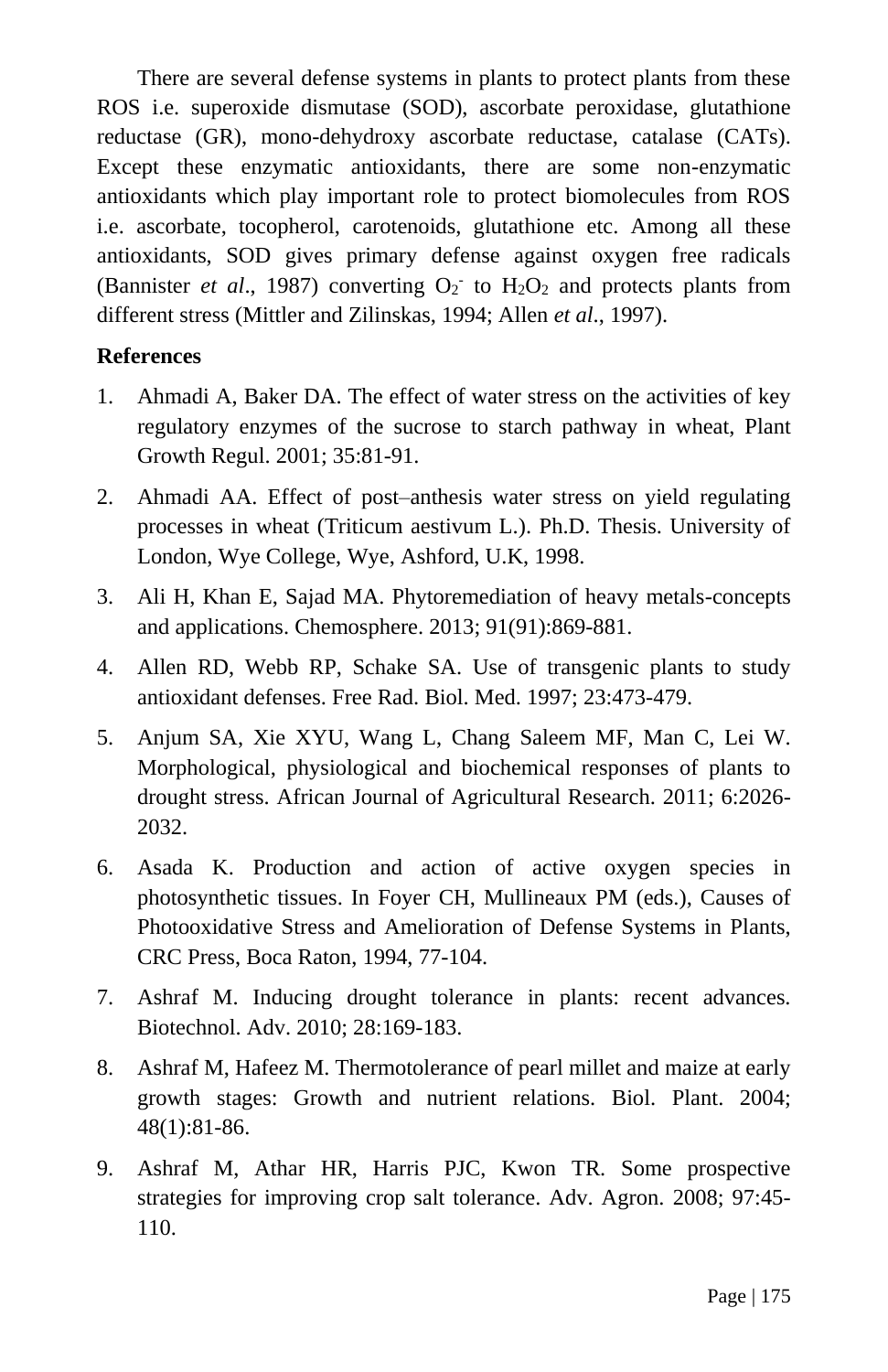There are several defense systems in plants to protect plants from these ROS i.e. superoxide dismutase (SOD), ascorbate peroxidase, glutathione reductase (GR), mono-dehydroxy ascorbate reductase, catalase (CATs). Except these enzymatic antioxidants, there are some non-enzymatic antioxidants which play important role to protect biomolecules from ROS i.e. ascorbate, tocopherol, carotenoids, glutathione etc. Among all these antioxidants, SOD gives primary defense against oxygen free radicals (Bannister *et al*., 1987) converting $O_2^-$ to $H_2O_2$ and protects plants from different stress (Mittler and Zilinskas, 1994; Allen *et al*., 1997).

**References**

1. Ahmadi A, Baker DA. The effect of water stress on the activities of key regulatory enzymes of the sucrose to starch pathway in wheat, Plant Growth Regul. 2001; 35:81-91.
2. Ahmadi AA. Effect of post–anthesis water stress on yield regulating processes in wheat (Triticum aestivum L.). Ph.D. Thesis. University of London, Wye College, Wye, Ashford, U.K, 1998.
3. Ali H, Khan E, Sajad MA. Phytoremediation of heavy metals-concepts and applications. Chemosphere. 2013; 91(91):869-881.
4. Allen RD, Webb RP, Schake SA. Use of transgenic plants to study antioxidant defenses. Free Rad. Biol. Med. 1997; 23:473-479.
5. Anjum SA, Xie XYU, Wang L, Chang Saleem MF, Man C, Lei W. Morphological, physiological and biochemical responses of plants to drought stress. African Journal of Agricultural Research. 2011; 6:2026-2032.
6. Asada K. Production and action of active oxygen species in photosynthetic tissues. In Foyer CH, Mullineaux PM (eds.), Causes of Photooxidative Stress and Amelioration of Defense Systems in Plants, CRC Press, Boca Raton, 1994, 77-104.
7. Ashraf M. Inducing drought tolerance in plants: recent advances. Biotechnol. Adv. 2010; 28:169-183.
8. Ashraf M, Hafeez M. Thermotolerance of pearl millet and maize at early growth stages: Growth and nutrient relations. Biol. Plant. 2004; 48(1):81-86.
9. Ashraf M, Athar HR, Harris PJC, Kwon TR. Some prospective strategies for improving crop salt tolerance. Adv. Agron. 2008; 97:45-110.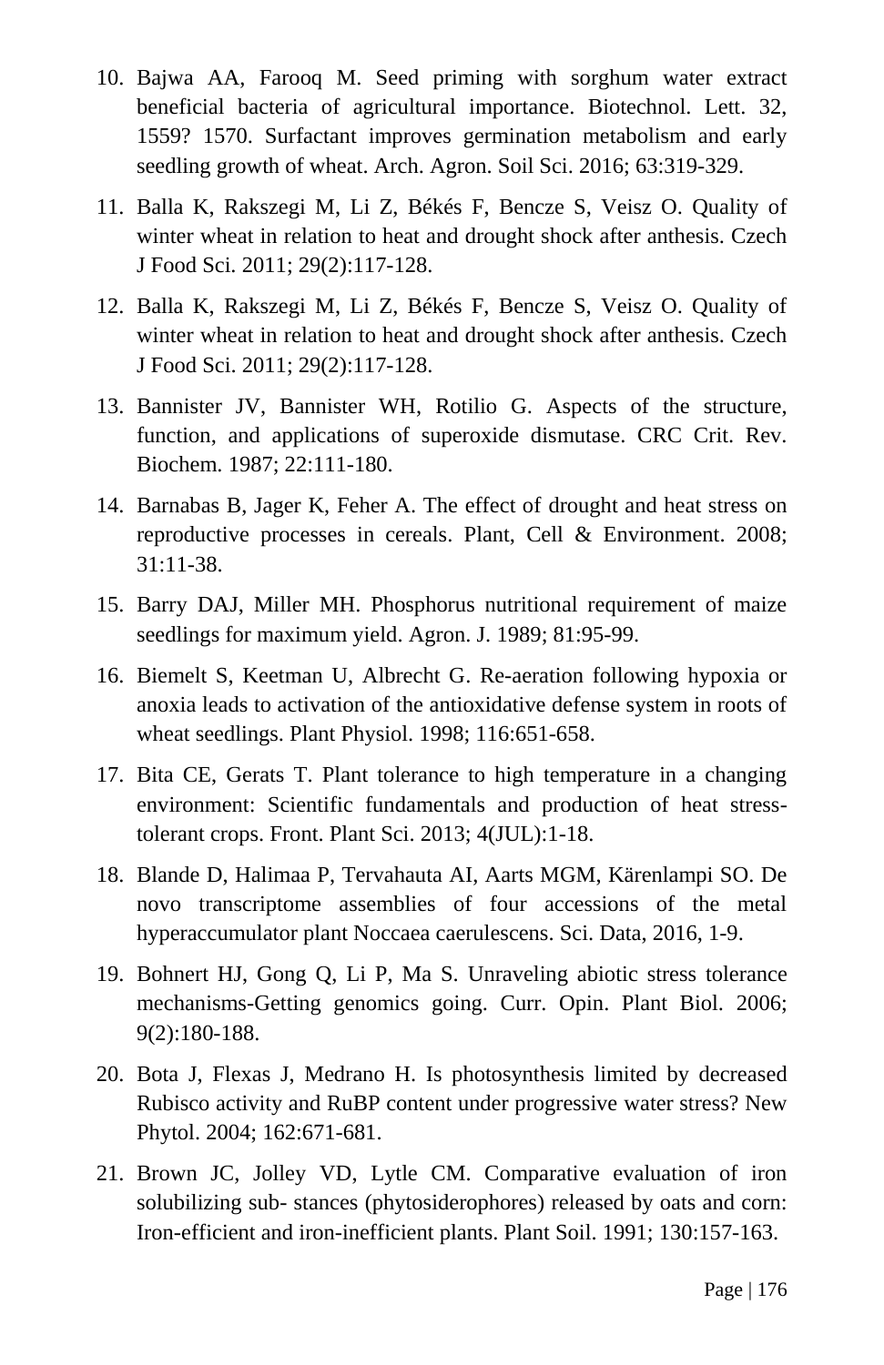10. Bajwa AA, Farooq M. Seed priming with sorghum water extract beneficial bacteria of agricultural importance. Biotechnol. Lett. 32, 1559? 1570. Surfactant improves germination metabolism and early seedling growth of wheat. Arch. Agron. Soil Sci. 2016; 63:319-329.
11. Balla K, Rakszegi M, Li Z, Békés F, Bencze S, Veisz O. Quality of winter wheat in relation to heat and drought shock after anthesis. Czech J Food Sci. 2011; 29(2):117-128.
12. Balla K, Rakszegi M, Li Z, Békés F, Bencze S, Veisz O. Quality of winter wheat in relation to heat and drought shock after anthesis. Czech J Food Sci. 2011; 29(2):117-128.
13. Bannister JV, Bannister WH, Rotilio G. Aspects of the structure, function, and applications of superoxide dismutase. CRC Crit. Rev. Biochem. 1987; 22:111-180.
14. Barnabas B, Jager K, Feher A. The effect of drought and heat stress on reproductive processes in cereals. Plant, Cell & Environment. 2008; 31:11-38.
15. Barry DAJ, Miller MH. Phosphorus nutritional requirement of maize seedlings for maximum yield. Agron. J. 1989; 81:95-99.
16. Biemelt S, Keetman U, Albrecht G. Re-aeration following hypoxia or anoxia leads to activation of the antioxidative defense system in roots of wheat seedlings. Plant Physiol. 1998; 116:651-658.
17. Bita CE, Gerats T. Plant tolerance to high temperature in a changing environment: Scientific fundamentals and production of heat stress-tolerant crops. Front. Plant Sci. 2013; 4(JUL):1-18.
18. Blande D, Halimaa P, Tervahauta AI, Aarts MGM, Kärenlampi SO. De novo transcriptome assemblies of four accessions of the metal hyperaccumulator plant Noccaea caerulescens. Sci. Data, 2016, 1-9.
19. Bohnert HJ, Gong Q, Li P, Ma S. Unraveling abiotic stress tolerance mechanisms-Getting genomics going. Curr. Opin. Plant Biol. 2006; 9(2):180-188.
20. Bota J, Flexas J, Medrano H. Is photosynthesis limited by decreased Rubisco activity and RuBP content under progressive water stress? New Phytol. 2004; 162:671-681.
21. Brown JC, Jolley VD, Lytle CM. Comparative evaluation of iron solubilizing sub- stances (phytosiderophores) released by oats and corn: Iron-efficient and iron-inefficient plants. Plant Soil. 1991; 130:157-163.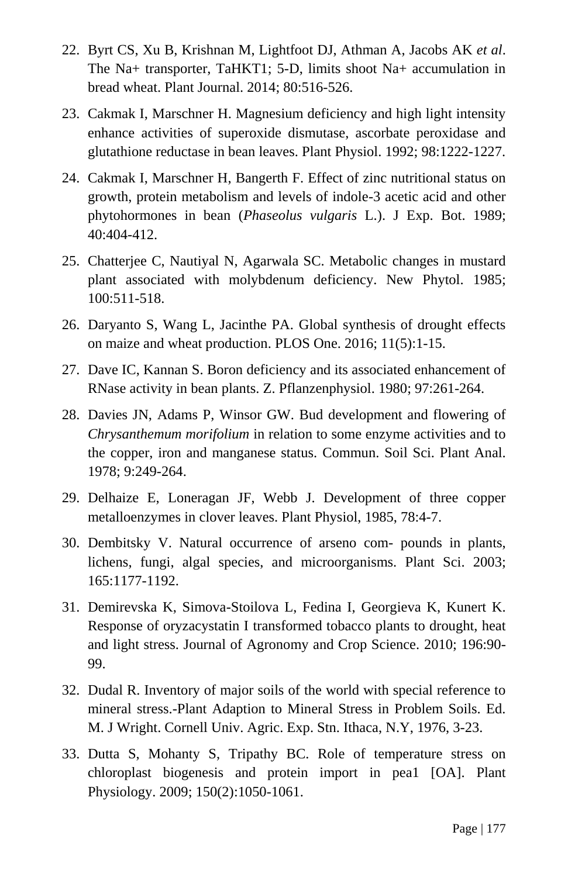22. Byrt CS, Xu B, Krishnan M, Lightfoot DJ, Athman A, Jacobs AK *et al*. The Na+ transporter, TaHKT1; 5-D, limits shoot Na+ accumulation in bread wheat. Plant Journal. 2014; 80:516-526.

23. Cakmak I, Marschner H. Magnesium deficiency and high light intensity enhance activities of superoxide dismutase, ascorbate peroxidase and glutathione reductase in bean leaves. Plant Physiol. 1992; 98:1222-1227.

24. Cakmak I, Marschner H, Bangerth F. Effect of zinc nutritional status on growth, protein metabolism and levels of indole-3 acetic acid and other phytohormones in bean (*Phaseolus vulgaris* L.). J Exp. Bot. 1989; 40:404-412.

25. Chatterjee C, Nautiyal N, Agarwala SC. Metabolic changes in mustard plant associated with molybdenum deficiency. New Phytol. 1985; 100:511-518.

26. Daryanto S, Wang L, Jacinthe PA. Global synthesis of drought effects on maize and wheat production. PLOS One. 2016; 11(5):1-15.

27. Dave IC, Kannan S. Boron deficiency and its associated enhancement of RNase activity in bean plants. Z. Pflanzenphysiol. 1980; 97:261-264.

28. Davies JN, Adams P, Winsor GW. Bud development and flowering of *Chrysanthemum morifolium* in relation to some enzyme activities and to the copper, iron and manganese status. Commun. Soil Sci. Plant Anal. 1978; 9:249-264.

29. Delhaize E, Loneragan JF, Webb J. Development of three copper metalloenzymes in clover leaves. Plant Physiol, 1985, 78:4-7.

30. Dembitsky V. Natural occurrence of arseno com- pounds in plants, lichens, fungi, algal species, and microorganisms. Plant Sci. 2003; 165:1177-1192.

31. Demirevska K, Simova-Stoilova L, Fedina I, Georgieva K, Kunert K. Response of oryzacystatin I transformed tobacco plants to drought, heat and light stress. Journal of Agronomy and Crop Science. 2010; 196:90-99.

32. Dudal R. Inventory of major soils of the world with special reference to mineral stress.-Plant Adaption to Mineral Stress in Problem Soils. Ed. M. J Wright. Cornell Univ. Agric. Exp. Stn. Ithaca, N.Y, 1976, 3-23.

33. Dutta S, Mohanty S, Tripathy BC. Role of temperature stress on chloroplast biogenesis and protein import in pea1 [OA]. Plant Physiology. 2009; 150(2):1050-1061.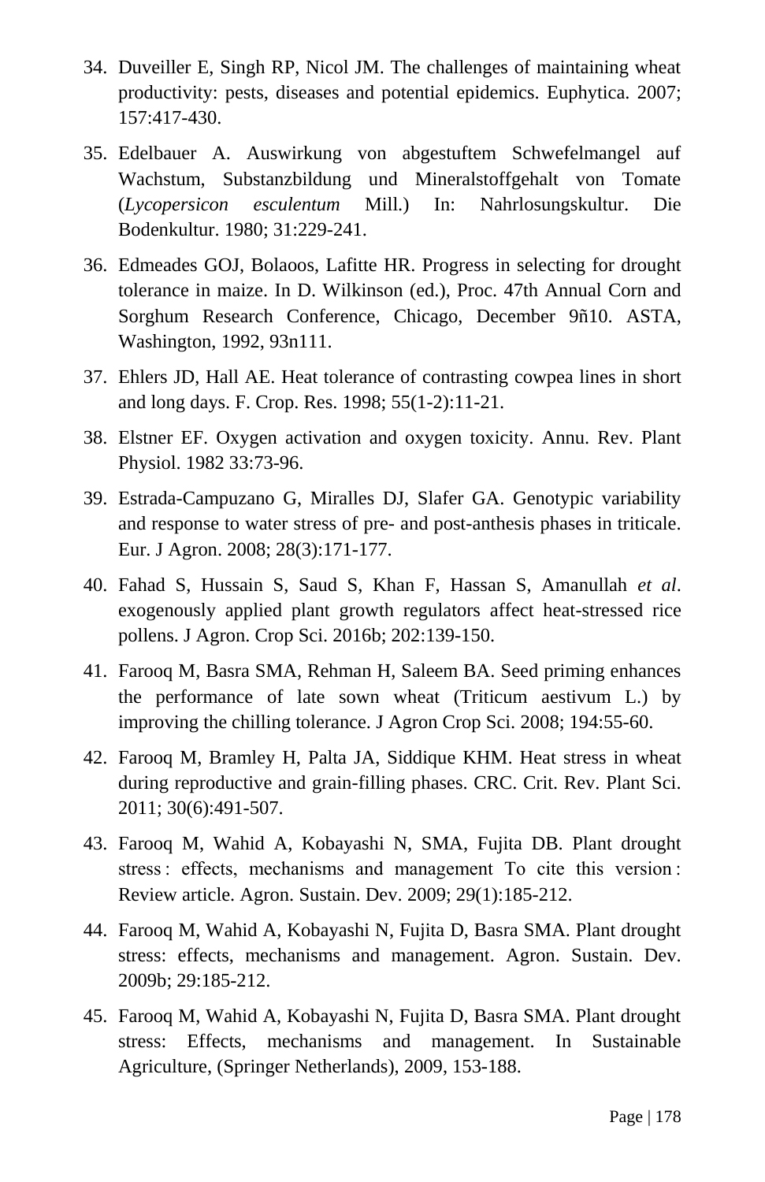34. Duveiller E, Singh RP, Nicol JM. The challenges of maintaining wheat productivity: pests, diseases and potential epidemics. Euphytica. 2007; 157:417-430.
35. Edelbauer A. Auswirkung von abgestuftem Schwefelmangel auf Wachstum, Substanzbildung und Mineralstoffgehalt von Tomate (*Lycopersicon esculentum* Mill.) In: Nahrlosungskultur. Die Bodenkultur. 1980; 31:229-241.
36. Edmeades GOJ, Bolaoos, Lafitte HR. Progress in selecting for drought tolerance in maize. In D. Wilkinson (ed.), Proc. 47th Annual Corn and Sorghum Research Conference, Chicago, December 9ñ10. ASTA, Washington, 1992, 93n111.
37. Ehlers JD, Hall AE. Heat tolerance of contrasting cowpea lines in short and long days. F. Crop. Res. 1998; 55(1-2):11-21.
38. Elstner EF. Oxygen activation and oxygen toxicity. Annu. Rev. Plant Physiol. 1982 33:73-96.
39. Estrada-Campuzano G, Miralles DJ, Slafer GA. Genotypic variability and response to water stress of pre- and post-anthesis phases in triticale. Eur. J Agron. 2008; 28(3):171-177.
40. Fahad S, Hussain S, Saud S, Khan F, Hassan S, Amanullah *et al*. exogenously applied plant growth regulators affect heat-stressed rice pollens. J Agron. Crop Sci. 2016b; 202:139-150.
41. Farooq M, Basra SMA, Rehman H, Saleem BA. Seed priming enhances the performance of late sown wheat (Triticum aestivum L.) by improving the chilling tolerance. J Agron Crop Sci. 2008; 194:55-60.
42. Farooq M, Bramley H, Palta JA, Siddique KHM. Heat stress in wheat during reproductive and grain-filling phases. CRC. Crit. Rev. Plant Sci. 2011; 30(6):491-507.
43. Farooq M, Wahid A, Kobayashi N, SMA, Fujita DB. Plant drought stress : effects, mechanisms and management To cite this version : Review article. Agron. Sustain. Dev. 2009; 29(1):185-212.
44. Farooq M, Wahid A, Kobayashi N, Fujita D, Basra SMA. Plant drought stress: effects, mechanisms and management. Agron. Sustain. Dev. 2009b; 29:185-212.
45. Farooq M, Wahid A, Kobayashi N, Fujita D, Basra SMA. Plant drought stress: Effects, mechanisms and management. In Sustainable Agriculture, (Springer Netherlands), 2009, 153-188.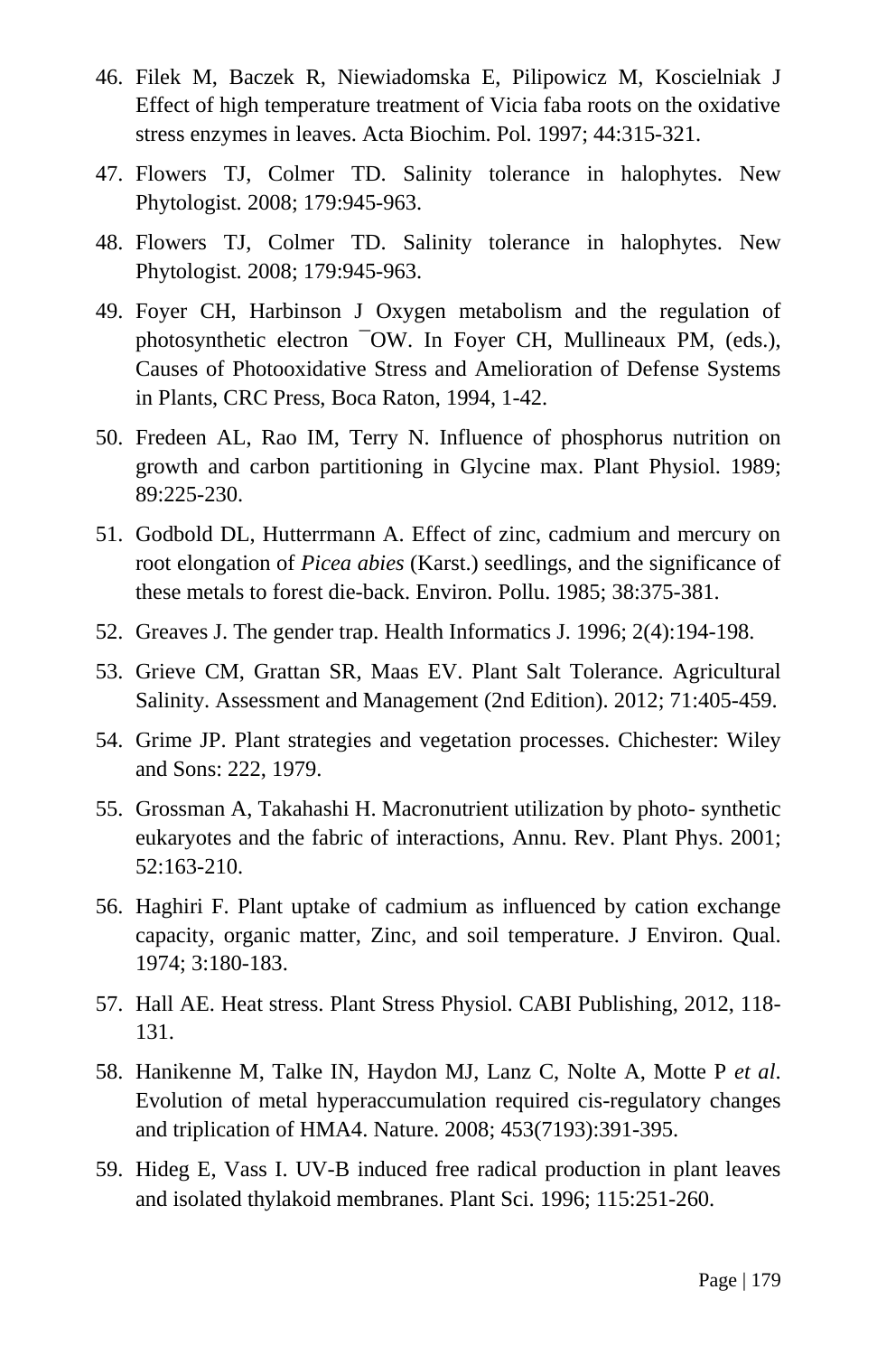46. Filek M, Baczek R, Niewiadomska E, Pilipowicz M, Koscielniak J Effect of high temperature treatment of Vicia faba roots on the oxidative stress enzymes in leaves. Acta Biochim. Pol. 1997; 44:315-321.
47. Flowers TJ, Colmer TD. Salinity tolerance in halophytes. New Phytologist. 2008; 179:945-963.
48. Flowers TJ, Colmer TD. Salinity tolerance in halophytes. New Phytologist. 2008; 179:945-963.
49. Foyer CH, Harbinson J Oxygen metabolism and the regulation of photosynthetic electron ¯OW. In Foyer CH, Mullineaux PM, (eds.), Causes of Photooxidative Stress and Amelioration of Defense Systems in Plants, CRC Press, Boca Raton, 1994, 1-42.
50. Fredeen AL, Rao IM, Terry N. Influence of phosphorus nutrition on growth and carbon partitioning in Glycine max. Plant Physiol. 1989; 89:225-230.
51. Godbold DL, Hutterrmann A. Effect of zinc, cadmium and mercury on root elongation of *Picea abies* (Karst.) seedlings, and the significance of these metals to forest die-back. Environ. Pollu. 1985; 38:375-381.
52. Greaves J. The gender trap. Health Informatics J. 1996; 2(4):194-198.
53. Grieve CM, Grattan SR, Maas EV. Plant Salt Tolerance. Agricultural Salinity. Assessment and Management (2nd Edition). 2012; 71:405-459.
54. Grime JP. Plant strategies and vegetation processes. Chichester: Wiley and Sons: 222, 1979.
55. Grossman A, Takahashi H. Macronutrient utilization by photo- synthetic eukaryotes and the fabric of interactions, Annu. Rev. Plant Phys. 2001; 52:163-210.
56. Haghiri F. Plant uptake of cadmium as influenced by cation exchange capacity, organic matter, Zinc, and soil temperature. J Environ. Qual. 1974; 3:180-183.
57. Hall AE. Heat stress. Plant Stress Physiol. CABI Publishing, 2012, 118-131.
58. Hanikenne M, Talke IN, Haydon MJ, Lanz C, Nolte A, Motte P *et al*. Evolution of metal hyperaccumulation required cis-regulatory changes and triplication of HMA4. Nature. 2008; 453(7193):391-395.
59. Hideg E, Vass I. UV-B induced free radical production in plant leaves and isolated thylakoid membranes. Plant Sci. 1996; 115:251-260.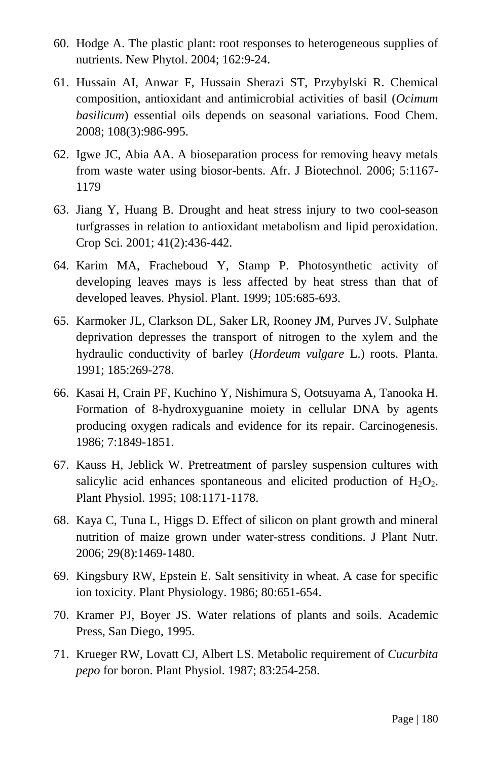60. Hodge A. The plastic plant: root responses to heterogeneous supplies of nutrients. New Phytol. 2004; 162:9-24.
61. Hussain AI, Anwar F, Hussain Sherazi ST, Przybylski R. Chemical composition, antioxidant and antimicrobial activities of basil (*Ocimum basilicum*) essential oils depends on seasonal variations. Food Chem. 2008; 108(3):986-995.
62. Igwe JC, Abia AA. A bioseparation process for removing heavy metals from waste water using biosor-bents. Afr. J Biotechnol. 2006; 5:1167-1179
63. Jiang Y, Huang B. Drought and heat stress injury to two cool-season turfgrasses in relation to antioxidant metabolism and lipid peroxidation. Crop Sci. 2001; 41(2):436-442.
64. Karim MA, Fracheboud Y, Stamp P. Photosynthetic activity of developing leaves mays is less affected by heat stress than that of developed leaves. Physiol. Plant. 1999; 105:685-693.
65. Karmoker JL, Clarkson DL, Saker LR, Rooney JM, Purves JV. Sulphate deprivation depresses the transport of nitrogen to the xylem and the hydraulic conductivity of barley (*Hordeum vulgare* L.) roots. Planta. 1991; 185:269-278.
66. Kasai H, Crain PF, Kuchino Y, Nishimura S, Ootsuyama A, Tanooka H. Formation of 8-hydroxyguanine moiety in cellular DNA by agents producing oxygen radicals and evidence for its repair. Carcinogenesis. 1986; 7:1849-1851.
67. Kauss H, Jeblick W. Pretreatment of parsley suspension cultures with salicylic acid enhances spontaneous and elicited production of $H_2O_2$. Plant Physiol. 1995; 108:1171-1178.
68. Kaya C, Tuna L, Higgs D. Effect of silicon on plant growth and mineral nutrition of maize grown under water-stress conditions. J Plant Nutr. 2006; 29(8):1469-1480.
69. Kingsbury RW, Epstein E. Salt sensitivity in wheat. A case for specific ion toxicity. Plant Physiology. 1986; 80:651-654.
70. Kramer PJ, Boyer JS. Water relations of plants and soils. Academic Press, San Diego, 1995.
71. Krueger RW, Lovatt CJ, Albert LS. Metabolic requirement of *Cucurbita pepo* for boron. Plant Physiol. 1987; 83:254-258.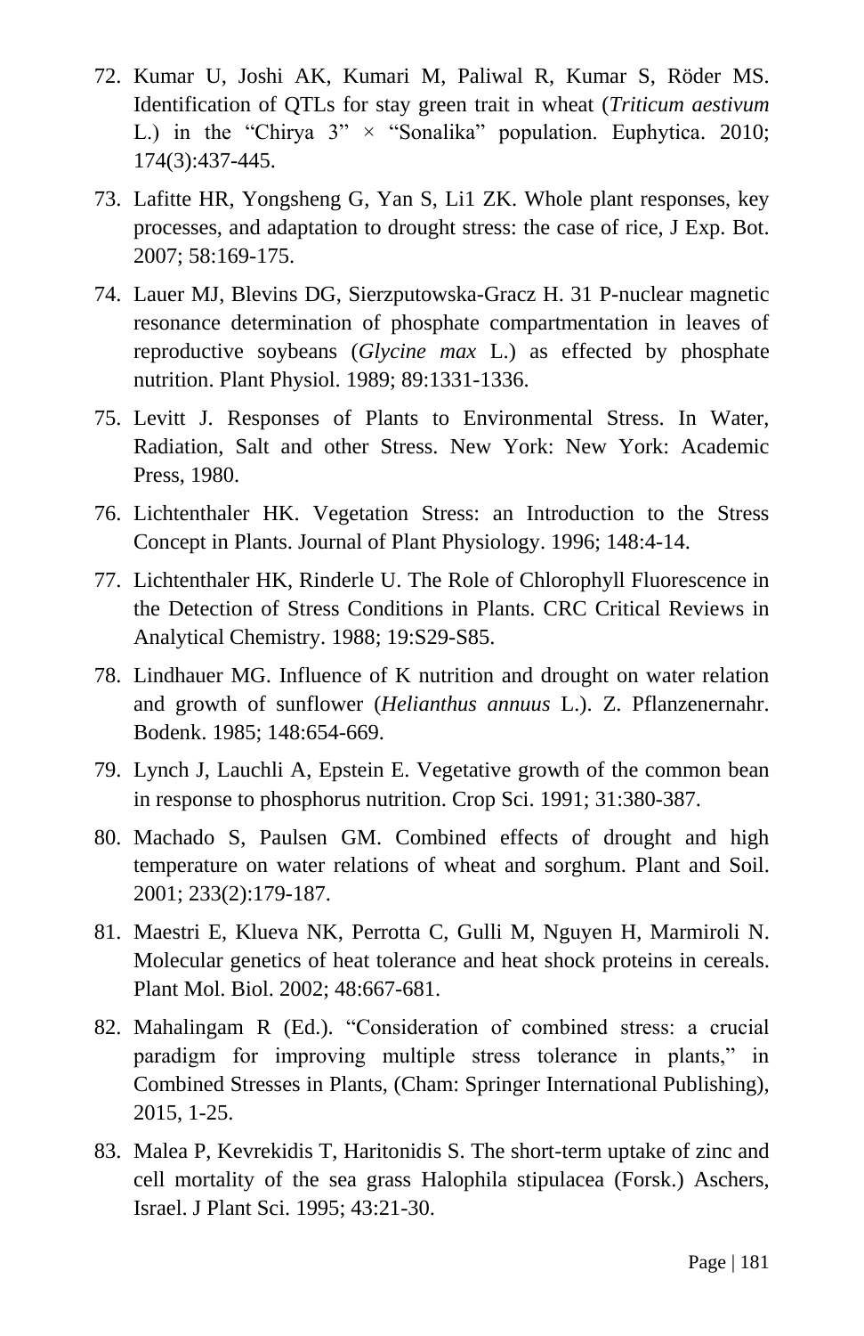72. Kumar U, Joshi AK, Kumari M, Paliwal R, Kumar S, Röder MS. Identification of QTLs for stay green trait in wheat (*Triticum aestivum* L.) in the “Chirya 3” × “Sonalika” population. Euphytica. 2010; 174(3):437-445.
73. Lafitte HR, Yongsheng G, Yan S, Li1 ZK. Whole plant responses, key processes, and adaptation to drought stress: the case of rice, J Exp. Bot. 2007; 58:169-175.
74. Lauer MJ, Blevins DG, Sierzputowska-Gracz H. 31 P-nuclear magnetic resonance determination of phosphate compartmentation in leaves of reproductive soybeans (*Glycine max* L.) as effected by phosphate nutrition. Plant Physiol. 1989; 89:1331-1336.
75. Levitt J. Responses of Plants to Environmental Stress. In Water, Radiation, Salt and other Stress. New York: New York: Academic Press, 1980.
76. Lichtenthaler HK. Vegetation Stress: an Introduction to the Stress Concept in Plants. Journal of Plant Physiology. 1996; 148:4-14.
77. Lichtenthaler HK, Rinderle U. The Role of Chlorophyll Fluorescence in the Detection of Stress Conditions in Plants. CRC Critical Reviews in Analytical Chemistry. 1988; 19:S29-S85.
78. Lindhauer MG. Influence of K nutrition and drought on water relation and growth of sunflower (*Helianthus annuus* L.). Z. Pflanzenernahr. Bodenk. 1985; 148:654-669.
79. Lynch J, Lauchli A, Epstein E. Vegetative growth of the common bean in response to phosphorus nutrition. Crop Sci. 1991; 31:380-387.
80. Machado S, Paulsen GM. Combined effects of drought and high temperature on water relations of wheat and sorghum. Plant and Soil. 2001; 233(2):179-187.
81. Maestri E, Klueva NK, Perrotta C, Gulli M, Nguyen H, Marmiroli N. Molecular genetics of heat tolerance and heat shock proteins in cereals. Plant Mol. Biol. 2002; 48:667-681.
82. Mahalingam R (Ed.). “Consideration of combined stress: a crucial paradigm for improving multiple stress tolerance in plants,” in Combined Stresses in Plants, (Cham: Springer International Publishing), 2015, 1-25.
83. Malea P, Kevrekidis T, Haritonidis S. The short-term uptake of zinc and cell mortality of the sea grass Halophila stipulacea (Forsk.) Aschers, Israel. J Plant Sci. 1995; 43:21-30.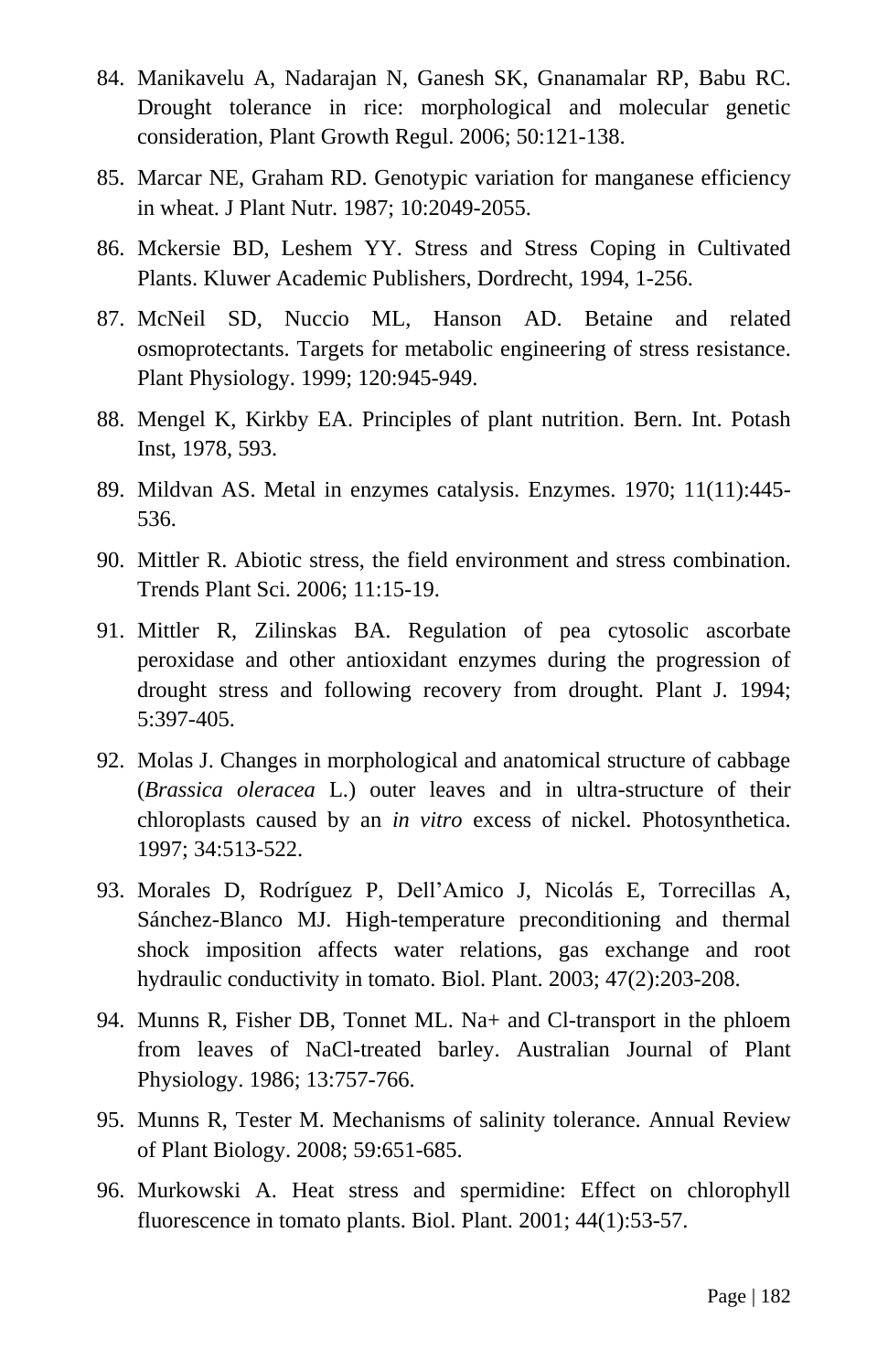84. Manikavelu A, Nadarajan N, Ganesh SK, Gnanamalar RP, Babu RC. Drought tolerance in rice: morphological and molecular genetic consideration, Plant Growth Regul. 2006; 50:121-138.

85. Marcar NE, Graham RD. Genotypic variation for manganese efficiency in wheat. J Plant Nutr. 1987; 10:2049-2055.

86. Mckersie BD, Leshem YY. Stress and Stress Coping in Cultivated Plants. Kluwer Academic Publishers, Dordrecht, 1994, 1-256.

87. McNeil SD, Nuccio ML, Hanson AD. Betaine and related osmoprotectants. Targets for metabolic engineering of stress resistance. Plant Physiology. 1999; 120:945-949.

88. Mengel K, Kirkby EA. Principles of plant nutrition. Bern. Int. Potash Inst, 1978, 593.

89. Mildvan AS. Metal in enzymes catalysis. Enzymes. 1970; 11(11):445-536.

90. Mittler R. Abiotic stress, the field environment and stress combination. Trends Plant Sci. 2006; 11:15-19.

91. Mittler R, Zilinskas BA. Regulation of pea cytosolic ascorbate peroxidase and other antioxidant enzymes during the progression of drought stress and following recovery from drought. Plant J. 1994; 5:397-405.

92. Molas J. Changes in morphological and anatomical structure of cabbage (*Brassica oleracea* L.) outer leaves and in ultra-structure of their chloroplasts caused by an *in vitro* excess of nickel. Photosynthetica. 1997; 34:513-522.

93. Morales D, Rodríguez P, Dell'Amico J, Nicolás E, Torrecillas A, Sánchez-Blanco MJ. High-temperature preconditioning and thermal shock imposition affects water relations, gas exchange and root hydraulic conductivity in tomato. Biol. Plant. 2003; 47(2):203-208.

94. Munns R, Fisher DB, Tonnet ML. Na+ and Cl-transport in the phloem from leaves of NaCl-treated barley. Australian Journal of Plant Physiology. 1986; 13:757-766.

95. Munns R, Tester M. Mechanisms of salinity tolerance. Annual Review of Plant Biology. 2008; 59:651-685.

96. Murkowski A. Heat stress and spermidine: Effect on chlorophyll fluorescence in tomato plants. Biol. Plant. 2001; 44(1):53-57.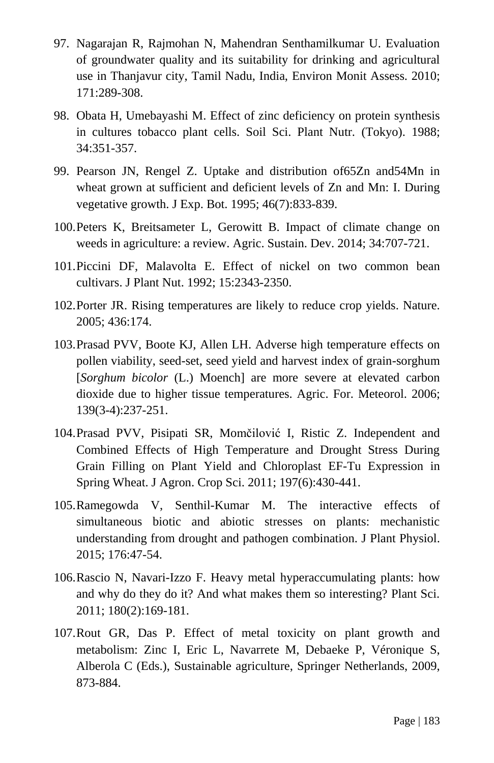97. Nagarajan R, Rajmohan N, Mahendran Senthamilkumar U. Evaluation of groundwater quality and its suitability for drinking and agricultural use in Thanjavur city, Tamil Nadu, India, Environ Monit Assess. 2010; 171:289-308.

98. Obata H, Umebayashi M. Effect of zinc deficiency on protein synthesis in cultures tobacco plant cells. Soil Sci. Plant Nutr. (Tokyo). 1988; 34:351-357.

99. Pearson JN, Rengel Z. Uptake and distribution of65Zn and54Mn in wheat grown at sufficient and deficient levels of Zn and Mn: I. During vegetative growth. J Exp. Bot. 1995; 46(7):833-839.

100. Peters K, Breitsameter L, Gerowitt B. Impact of climate change on weeds in agriculture: a review. Agric. Sustain. Dev. 2014; 34:707-721.

101. Piccini DF, Malavolta E. Effect of nickel on two common bean cultivars. J Plant Nut. 1992; 15:2343-2350.

102. Porter JR. Rising temperatures are likely to reduce crop yields. Nature. 2005; 436:174.

103. Prasad PVV, Boote KJ, Allen LH. Adverse high temperature effects on pollen viability, seed-set, seed yield and harvest index of grain-sorghum [*Sorghum bicolor* (L.) Moench] are more severe at elevated carbon dioxide due to higher tissue temperatures. Agric. For. Meteorol. 2006; 139(3-4):237-251.

104. Prasad PVV, Pisipati SR, Momčilović I, Ristic Z. Independent and Combined Effects of High Temperature and Drought Stress During Grain Filling on Plant Yield and Chloroplast EF-Tu Expression in Spring Wheat. J Agron. Crop Sci. 2011; 197(6):430-441.

105. Ramegowda V, Senthil-Kumar M. The interactive effects of simultaneous biotic and abiotic stresses on plants: mechanistic understanding from drought and pathogen combination. J Plant Physiol. 2015; 176:47-54.

106. Rascio N, Navari-Izzo F. Heavy metal hyperaccumulating plants: how and why do they do it? And what makes them so interesting? Plant Sci. 2011; 180(2):169-181.

107. Rout GR, Das P. Effect of metal toxicity on plant growth and metabolism: Zinc I, Eric L, Navarrete M, Debaeke P, Véronique S, Alberola C (Eds.), Sustainable agriculture, Springer Netherlands, 2009, 873-884.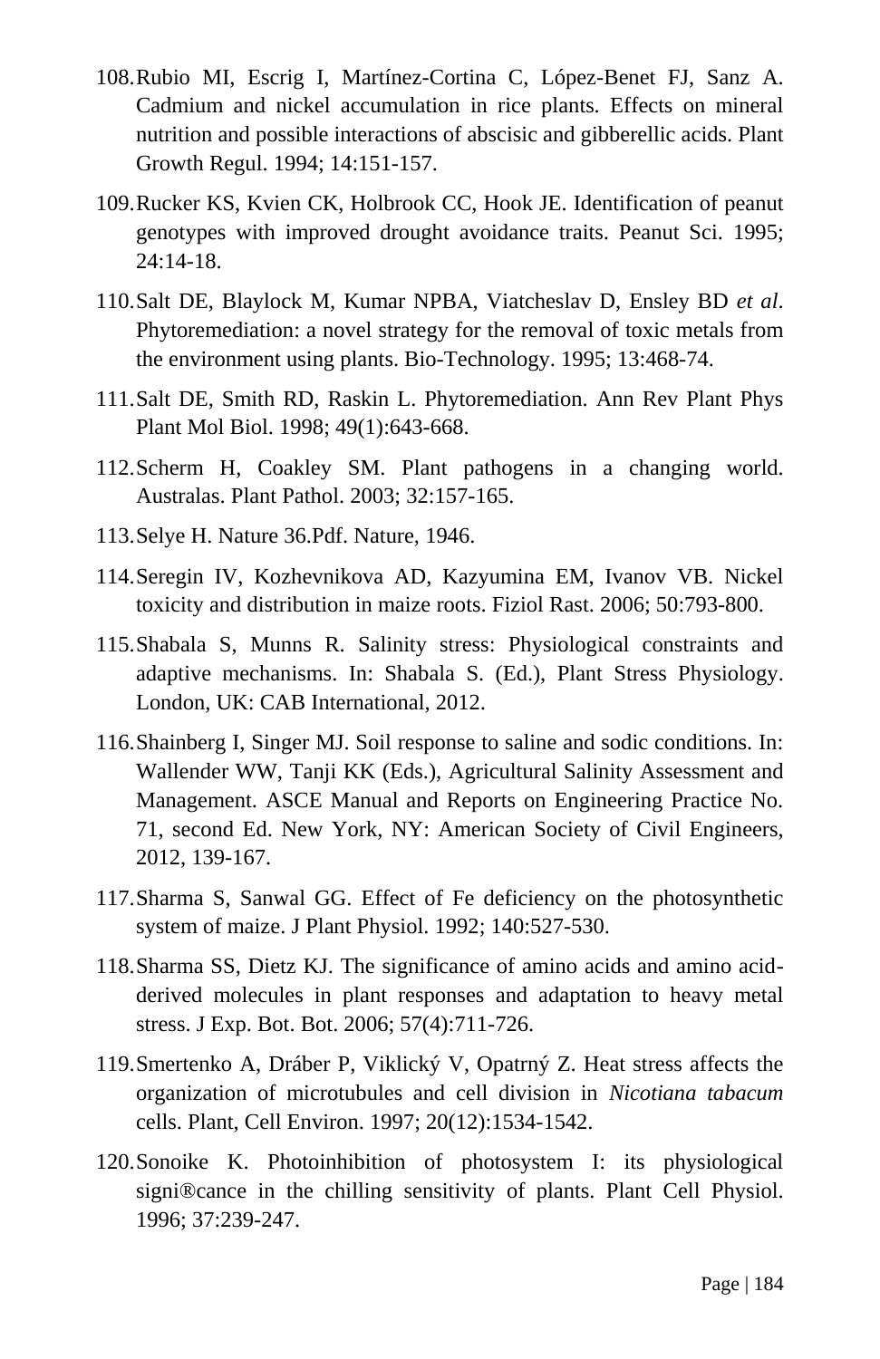108. Rubio MI, Escrig I, Martínez-Cortina C, López-Benet FJ, Sanz A. Cadmium and nickel accumulation in rice plants. Effects on mineral nutrition and possible interactions of abscisic and gibberellic acids. Plant Growth Regul. 1994; 14:151-157.

109. Rucker KS, Kvien CK, Holbrook CC, Hook JE. Identification of peanut genotypes with improved drought avoidance traits. Peanut Sci. 1995; 24:14-18.

110. Salt DE, Blaylock M, Kumar NPBA, Viatcheslav D, Ensley BD *et al*. Phytoremediation: a novel strategy for the removal of toxic metals from the environment using plants. Bio-Technology. 1995; 13:468-74.

111. Salt DE, Smith RD, Raskin L. Phytoremediation. Ann Rev Plant Phys Plant Mol Biol. 1998; 49(1):643-668.

112. Scherm H, Coakley SM. Plant pathogens in a changing world. Australas. Plant Pathol. 2003; 32:157-165.

113. Selye H. Nature 36.Pdf. Nature, 1946.

114. Seregin IV, Kozhevnikova AD, Kazyumina EM, Ivanov VB. Nickel toxicity and distribution in maize roots. Fiziol Rast. 2006; 50:793-800.

115. Shabala S, Munns R. Salinity stress: Physiological constraints and adaptive mechanisms. In: Shabala S. (Ed.), Plant Stress Physiology. London, UK: CAB International, 2012.

116. Shainberg I, Singer MJ. Soil response to saline and sodic conditions. In: Wallender WW, Tanji KK (Eds.), Agricultural Salinity Assessment and Management. ASCE Manual and Reports on Engineering Practice No. 71, second Ed. New York, NY: American Society of Civil Engineers, 2012, 139-167.

117. Sharma S, Sanwal GG. Effect of Fe deficiency on the photosynthetic system of maize. J Plant Physiol. 1992; 140:527-530.

118. Sharma SS, Dietz KJ. The significance of amino acids and amino acid-derived molecules in plant responses and adaptation to heavy metal stress. J Exp. Bot. Bot. 2006; 57(4):711-726.

119. Smertenko A, Dráber P, Viklický V, Opatrný Z. Heat stress affects the organization of microtubules and cell division in *Nicotiana tabacum* cells. Plant, Cell Environ. 1997; 20(12):1534-1542.

120. Sonoike K. Photoinhibition of photosystem I: its physiological signi®cance in the chilling sensitivity of plants. Plant Cell Physiol. 1996; 37:239-247.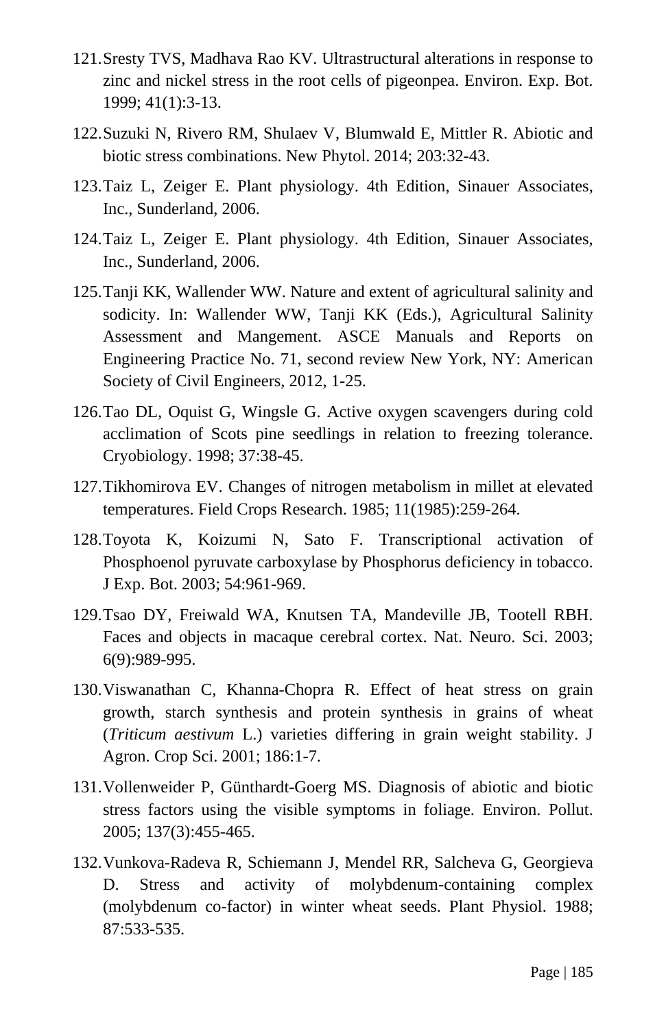121. Sresty TVS, Madhava Rao KV. Ultrastructural alterations in response to zinc and nickel stress in the root cells of pigeonpea. Environ. Exp. Bot. 1999; 41(1):3-13.
122. Suzuki N, Rivero RM, Shulaev V, Blumwald E, Mittler R. Abiotic and biotic stress combinations. New Phytol. 2014; 203:32-43.
123. Taiz L, Zeiger E. Plant physiology. 4th Edition, Sinauer Associates, Inc., Sunderland, 2006.
124. Taiz L, Zeiger E. Plant physiology. 4th Edition, Sinauer Associates, Inc., Sunderland, 2006.
125. Tanji KK, Wallender WW. Nature and extent of agricultural salinity and sodicity. In: Wallender WW, Tanji KK (Eds.), Agricultural Salinity Assessment and Mangement. ASCE Manuals and Reports on Engineering Practice No. 71, second review New York, NY: American Society of Civil Engineers, 2012, 1-25.
126. Tao DL, Oquist G, Wingsle G. Active oxygen scavengers during cold acclimation of Scots pine seedlings in relation to freezing tolerance. Cryobiology. 1998; 37:38-45.
127. Tikhomirova EV. Changes of nitrogen metabolism in millet at elevated temperatures. Field Crops Research. 1985; 11(1985):259-264.
128. Toyota K, Koizumi N, Sato F. Transcriptional activation of Phosphoenol pyruvate carboxylase by Phosphorus deficiency in tobacco. J Exp. Bot. 2003; 54:961-969.
129. Tsao DY, Freiwald WA, Knutsen TA, Mandeville JB, Tootell RBH. Faces and objects in macaque cerebral cortex. Nat. Neuro. Sci. 2003; 6(9):989-995.
130. Viswanathan C, Khanna-Chopra R. Effect of heat stress on grain growth, starch synthesis and protein synthesis in grains of wheat (*Triticum aestivum* L.) varieties differing in grain weight stability. J Agron. Crop Sci. 2001; 186:1-7.
131. Vollenweider P, Günthardt-Goerg MS. Diagnosis of abiotic and biotic stress factors using the visible symptoms in foliage. Environ. Pollut. 2005; 137(3):455-465.
132. Vunkova-Radeva R, Schiemann J, Mendel RR, Salcheva G, Georgieva D. Stress and activity of molybdenum-containing complex (molybdenum co-factor) in winter wheat seeds. Plant Physiol. 1988; 87:533-535.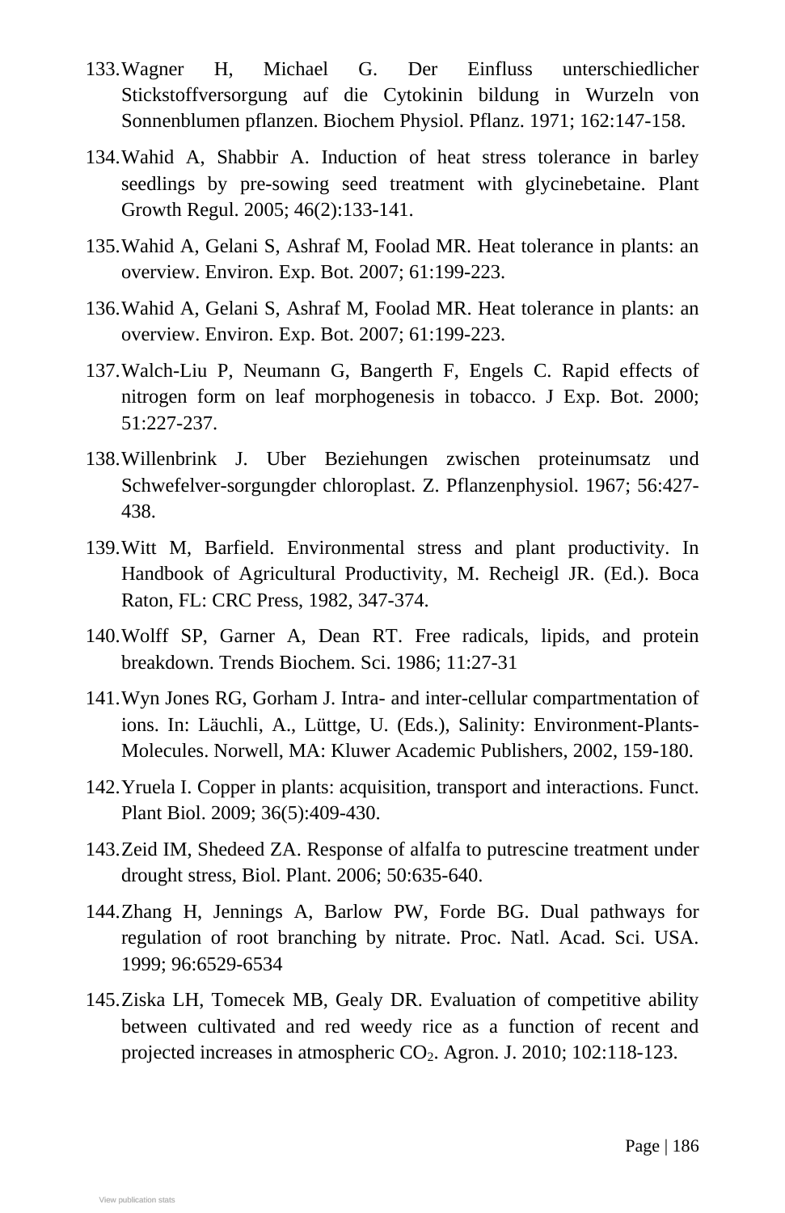133. Wagner H, Michael G. Der Einfluss unterschiedlicher Stickstoffversorgung auf die Cytokinin bildung in Wurzeln von Sonnenblumen pflanzen. Biochem Physiol. Pflanz. 1971; 162:147-158.
134. Wahid A, Shabbir A. Induction of heat stress tolerance in barley seedlings by pre-sowing seed treatment with glycinebetaine. Plant Growth Regul. 2005; 46(2):133-141.
135. Wahid A, Gelani S, Ashraf M, Foolad MR. Heat tolerance in plants: an overview. Environ. Exp. Bot. 2007; 61:199-223.
136. Wahid A, Gelani S, Ashraf M, Foolad MR. Heat tolerance in plants: an overview. Environ. Exp. Bot. 2007; 61:199-223.
137. Walch-Liu P, Neumann G, Bangerth F, Engels C. Rapid effects of nitrogen form on leaf morphogenesis in tobacco. J Exp. Bot. 2000; 51:227-237.
138. Willenbrink J. Uber Beziehungen zwischen proteinumsatz und Schwefelver-sorgungder chloroplast. Z. Pflanzenphysiol. 1967; 56:427-438.
139. Witt M, Barfield. Environmental stress and plant productivity. In Handbook of Agricultural Productivity, M. Recheigl JR. (Ed.). Boca Raton, FL: CRC Press, 1982, 347-374.
140. Wolff SP, Garner A, Dean RT. Free radicals, lipids, and protein breakdown. Trends Biochem. Sci. 1986; 11:27-31
141. Wyn Jones RG, Gorham J. Intra- and inter-cellular compartmentation of ions. In: Läuchli, A., Lüttge, U. (Eds.), Salinity: Environment-Plants-Molecules. Norwell, MA: Kluwer Academic Publishers, 2002, 159-180.
142. Yruela I. Copper in plants: acquisition, transport and interactions. Funct. Plant Biol. 2009; 36(5):409-430.
143. Zeid IM, Shedeed ZA. Response of alfalfa to putrescine treatment under drought stress, Biol. Plant. 2006; 50:635-640.
144. Zhang H, Jennings A, Barlow PW, Forde BG. Dual pathways for regulation of root branching by nitrate. Proc. Natl. Acad. Sci. USA. 1999; 96:6529-6534
145. Ziska LH, Tomecek MB, Gealy DR. Evaluation of competitive ability between cultivated and red weedy rice as a function of recent and projected increases in atmospheric $CO_2$. Agron. J. 2010; 102:118-123.